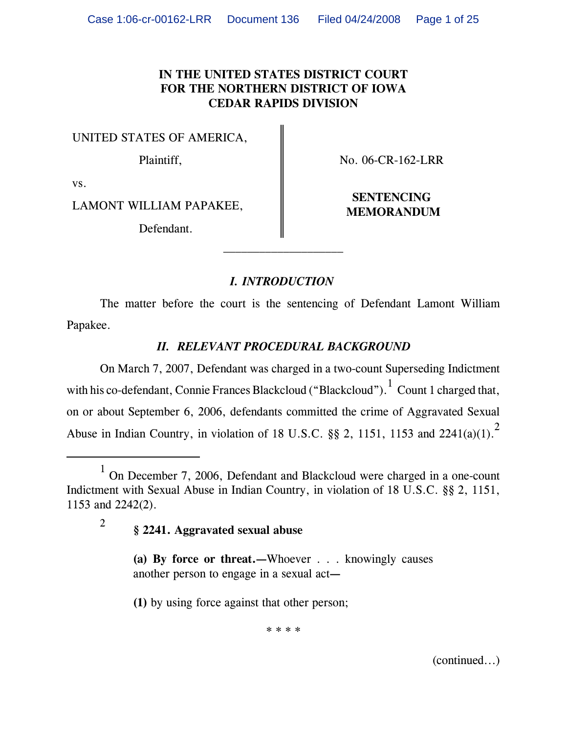**IN THE UNITED STATES DISTRICT COURT**
**FOR THE NORTHERN DISTRICT OF IOWA**
**CEDAR RAPIDS DIVISION**

| | |
|---|---|
| UNITED STATES OF AMERICA, Plaintiff, vs. LAMONT WILLIAM PAPAKEE, Defendant. | No. 06-CR-162-LRR **SENTENCING MEMORANDUM** |

---

## *I. INTRODUCTION*

The matter before the court is the sentencing of Defendant Lamont William Papakee.

## *II. RELEVANT PROCEDURAL BACKGROUND*

On March 7, 2007, Defendant was charged in a two-count Superseding Indictment with his co-defendant, Connie Frances Blackcloud ("Blackcloud").[1] Count 1 charged that, on or about September 6, 2006, defendants committed the crime of Aggravated Sexual Abuse in Indian Country, in violation of 18 U.S.C. §§ 2, 1151, 1153 and 2241(a)(1).[2]

---

[1] On December 7, 2006, Defendant and Blackcloud were charged in a one-count Indictment with Sexual Abuse in Indian Country, in violation of 18 U.S.C. §§ 2, 1151, 1153 and 2242(2).

[2] **§ 2241. Aggravated sexual abuse**

> **(a) By force or threat.—**Whoever . . . knowingly causes another person to engage in a sexual act—
>
> **(1)** by using force against that other person;
>
> \* \* \* \*

(continued...)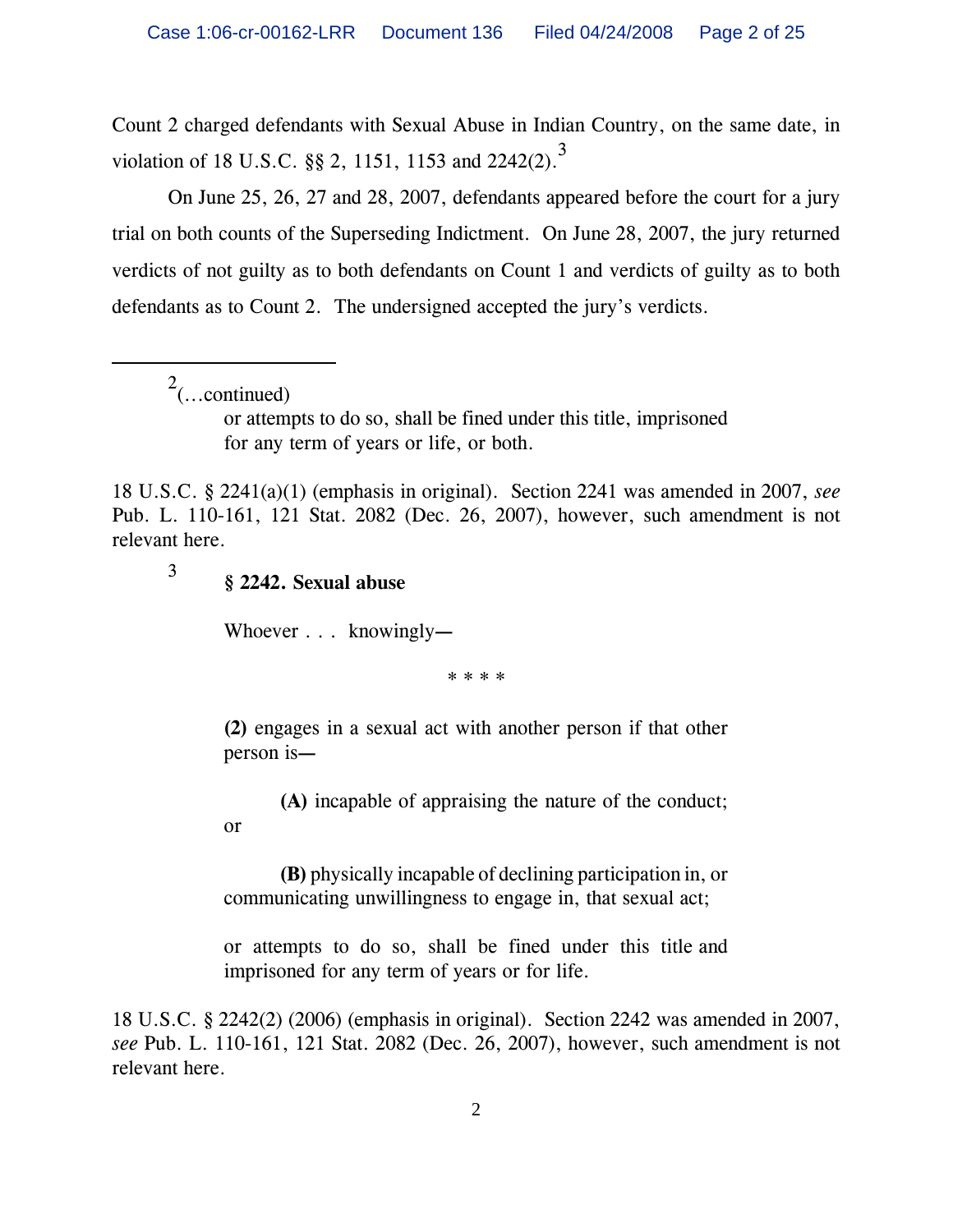Count 2 charged defendants with Sexual Abuse in Indian Country, on the same date, in violation of 18 U.S.C. §§ 2, 1151, 1153 and 2242(2).[3]

On June 25, 26, 27 and 28, 2007, defendants appeared before the court for a jury trial on both counts of the Superseding Indictment. On June 28, 2007, the jury returned verdicts of not guilty as to both defendants on Count 1 and verdicts of guilty as to both defendants as to Count 2. The undersigned accepted the jury's verdicts.

---

[2](...continued)

> or attempts to do so, shall be fined under this title, imprisoned for any term of years or life, or both.

18 U.S.C. § 2241(a)(1) (emphasis in original). Section 2241 was amended in 2007, *see* Pub. L. 110-161, 121 Stat. 2082 (Dec. 26, 2007), however, such amendment is not relevant here.

[3]

> **§ 2242. Sexual abuse**
>
> Whoever . . . knowingly—
>
> \* \* \* \*
>
> **(2)** engages in a sexual act with another person if that other person is—
>
> **(A)** incapable of appraising the nature of the conduct; or
>
> **(B)** physically incapable of declining participation in, or communicating unwillingness to engage in, that sexual act;
>
> or attempts to do so, shall be fined under this title and imprisoned for any term of years or for life.

18 U.S.C. § 2242(2) (2006) (emphasis in original). Section 2242 was amended in 2007, *see* Pub. L. 110-161, 121 Stat. 2082 (Dec. 26, 2007), however, such amendment is not relevant here.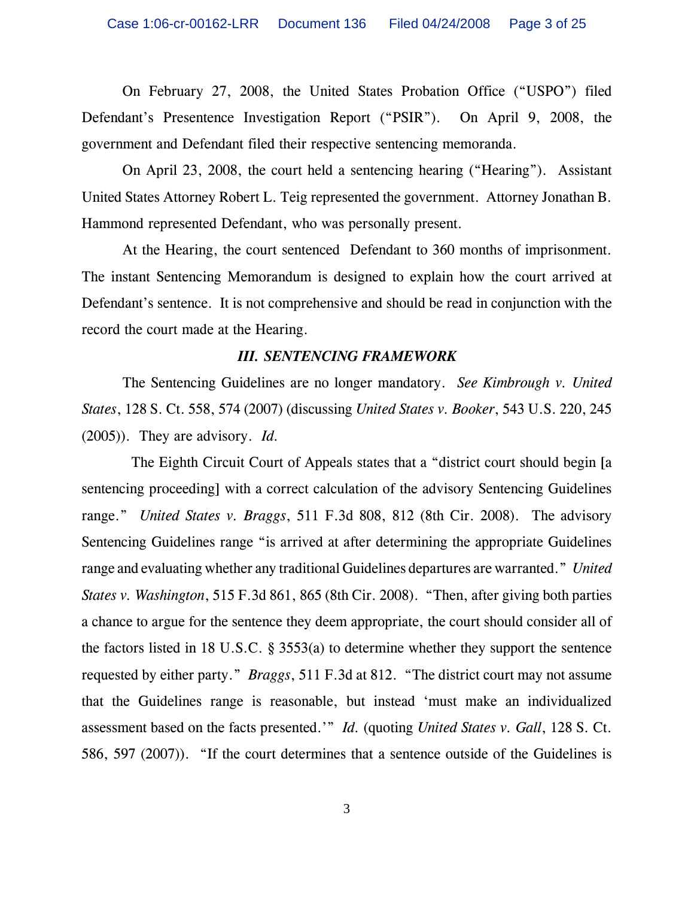On February 27, 2008, the United States Probation Office ("USPO") filed Defendant's Presentence Investigation Report ("PSIR"). On April 9, 2008, the government and Defendant filed their respective sentencing memoranda.

On April 23, 2008, the court held a sentencing hearing ("Hearing"). Assistant United States Attorney Robert L. Teig represented the government. Attorney Jonathan B. Hammond represented Defendant, who was personally present.

At the Hearing, the court sentenced Defendant to 360 months of imprisonment. The instant Sentencing Memorandum is designed to explain how the court arrived at Defendant's sentence. It is not comprehensive and should be read in conjunction with the record the court made at the Hearing.

### *III. SENTENCING FRAMEWORK*

The Sentencing Guidelines are no longer mandatory. *See Kimbrough v. United States*, 128 S. Ct. 558, 574 (2007) (discussing *United States v. Booker*, 543 U.S. 220, 245 (2005)). They are advisory. *Id.*

The Eighth Circuit Court of Appeals states that a "district court should begin [a sentencing proceeding] with a correct calculation of the advisory Sentencing Guidelines range." *United States v. Braggs*, 511 F.3d 808, 812 (8th Cir. 2008). The advisory Sentencing Guidelines range "is arrived at after determining the appropriate Guidelines range and evaluating whether any traditional Guidelines departures are warranted." *United States v. Washington*, 515 F.3d 861, 865 (8th Cir. 2008). "Then, after giving both parties a chance to argue for the sentence they deem appropriate, the court should consider all of the factors listed in 18 U.S.C. § 3553(a) to determine whether they support the sentence requested by either party." *Braggs*, 511 F.3d at 812. "The district court may not assume that the Guidelines range is reasonable, but instead 'must make an individualized assessment based on the facts presented.'" *Id.* (quoting *United States v. Gall*, 128 S. Ct. 586, 597 (2007)). "If the court determines that a sentence outside of the Guidelines is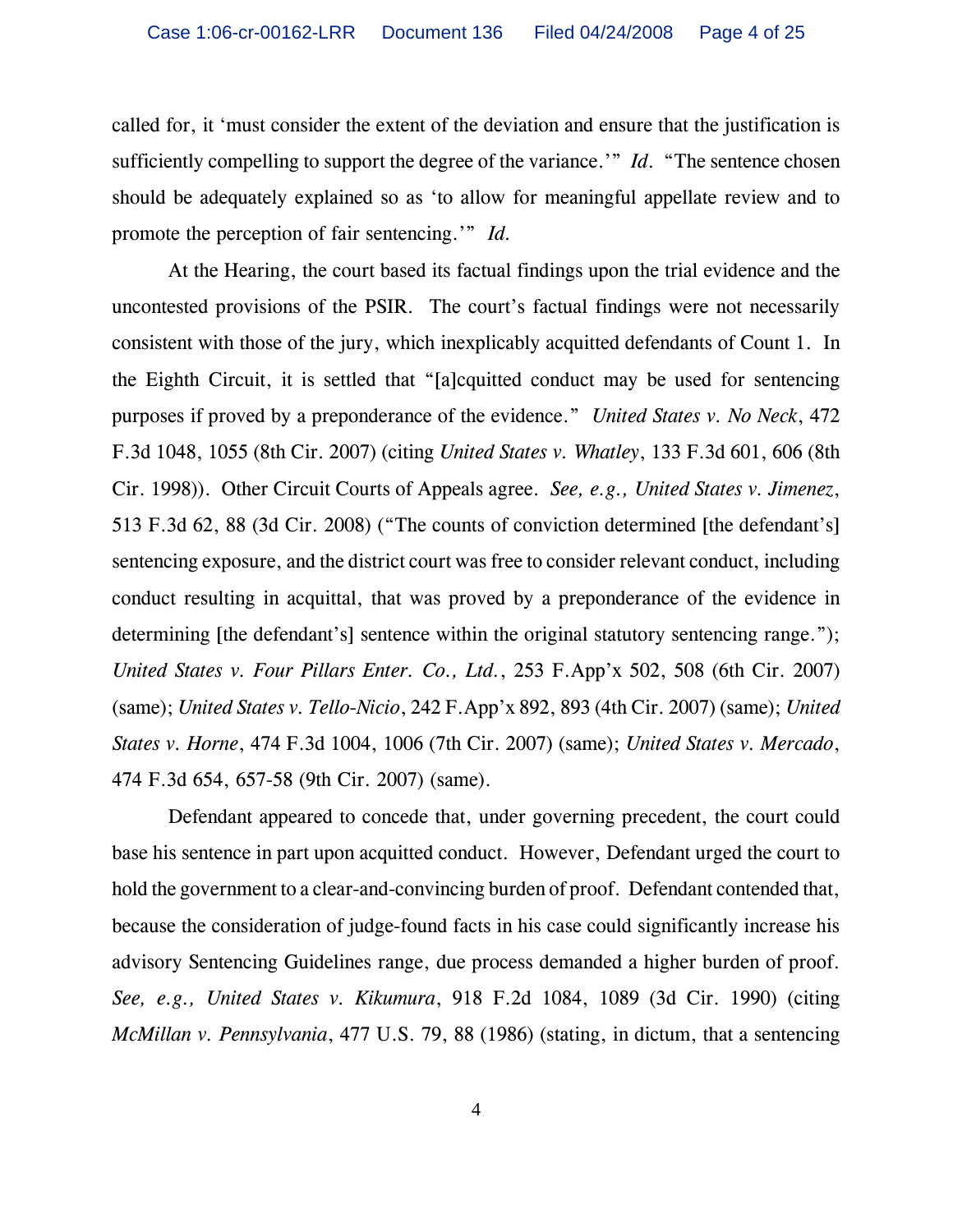called for, it 'must consider the extent of the deviation and ensure that the justification is sufficiently compelling to support the degree of the variance.'" *Id.* "The sentence chosen should be adequately explained so as 'to allow for meaningful appellate review and to promote the perception of fair sentencing.'" *Id.*

At the Hearing, the court based its factual findings upon the trial evidence and the uncontested provisions of the PSIR. The court's factual findings were not necessarily consistent with those of the jury, which inexplicably acquitted defendants of Count 1. In the Eighth Circuit, it is settled that "[a]cquitted conduct may be used for sentencing purposes if proved by a preponderance of the evidence." *United States v. No Neck*, 472 F.3d 1048, 1055 (8th Cir. 2007) (citing *United States v. Whatley*, 133 F.3d 601, 606 (8th Cir. 1998)). Other Circuit Courts of Appeals agree. *See, e.g., United States v. Jimenez*, 513 F.3d 62, 88 (3d Cir. 2008) ("The counts of conviction determined [the defendant's] sentencing exposure, and the district court was free to consider relevant conduct, including conduct resulting in acquittal, that was proved by a preponderance of the evidence in determining [the defendant's] sentence within the original statutory sentencing range."); *United States v. Four Pillars Enter. Co., Ltd.*, 253 F.App'x 502, 508 (6th Cir. 2007) (same); *United States v. Tello-Nicio*, 242 F.App'x 892, 893 (4th Cir. 2007) (same); *United States v. Horne*, 474 F.3d 1004, 1006 (7th Cir. 2007) (same); *United States v. Mercado*, 474 F.3d 654, 657-58 (9th Cir. 2007) (same).

Defendant appeared to concede that, under governing precedent, the court could base his sentence in part upon acquitted conduct. However, Defendant urged the court to hold the government to a clear-and-convincing burden of proof. Defendant contended that, because the consideration of judge-found facts in his case could significantly increase his advisory Sentencing Guidelines range, due process demanded a higher burden of proof. *See, e.g., United States v. Kikumura*, 918 F.2d 1084, 1089 (3d Cir. 1990) (citing *McMillan v. Pennsylvania*, 477 U.S. 79, 88 (1986) (stating, in dictum, that a sentencing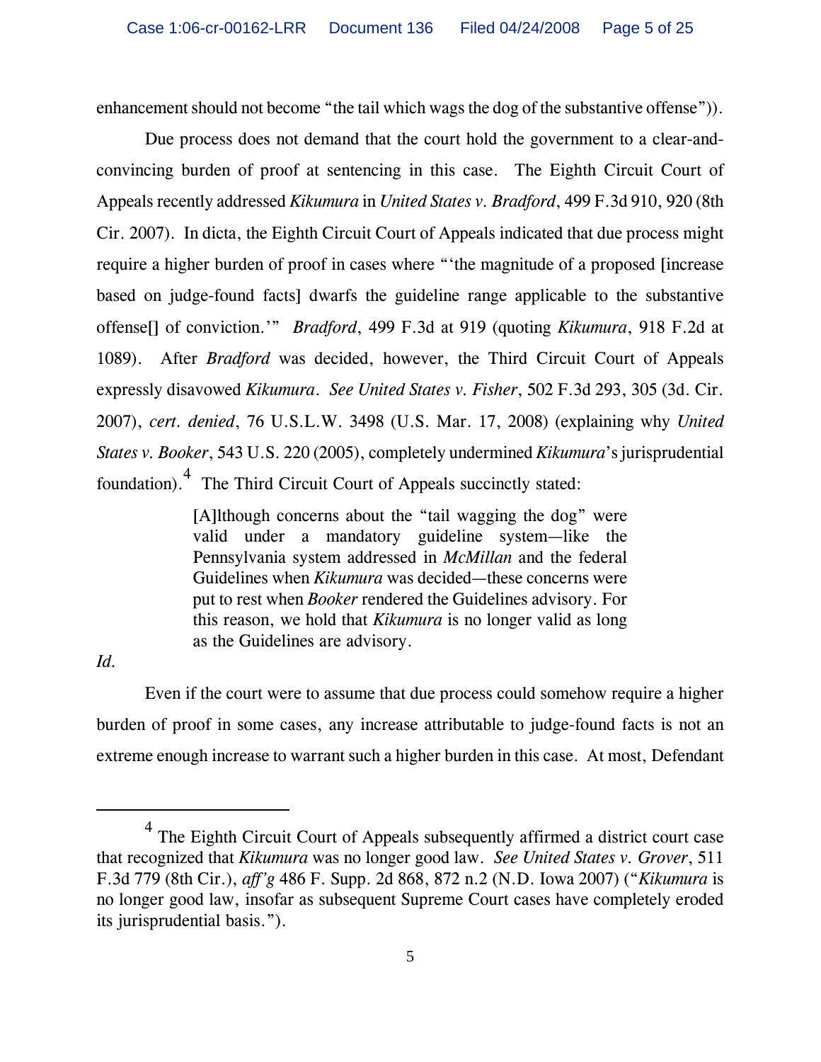enhancement should not become "the tail which wags the dog of the substantive offense")).

Due process does not demand that the court hold the government to a clear-and-convincing burden of proof at sentencing in this case. The Eighth Circuit Court of Appeals recently addressed *Kikumura* in *United States v. Bradford*, 499 F.3d 910, 920 (8th Cir. 2007). In dicta, the Eighth Circuit Court of Appeals indicated that due process might require a higher burden of proof in cases where "'the magnitude of a proposed [increase based on judge-found facts] dwarfs the guideline range applicable to the substantive offense[] of conviction.'" *Bradford*, 499 F.3d at 919 (quoting *Kikumura*, 918 F.2d at 1089). After *Bradford* was decided, however, the Third Circuit Court of Appeals expressly disavowed *Kikumura*. *See United States v. Fisher*, 502 F.3d 293, 305 (3d. Cir. 2007), *cert. denied*, 76 U.S.L.W. 3498 (U.S. Mar. 17, 2008) (explaining why *United States v. Booker*, 543 U.S. 220 (2005), completely undermined *Kikumura*'s jurisprudential foundation).[4] The Third Circuit Court of Appeals succinctly stated:

> [A]lthough concerns about the "tail wagging the dog" were valid under a mandatory guideline system—like the Pennsylvania system addressed in *McMillan* and the federal Guidelines when *Kikumura* was decided—these concerns were put to rest when *Booker* rendered the Guidelines advisory. For this reason, we hold that *Kikumura* is no longer valid as long as the Guidelines are advisory.

*Id.*

Even if the court were to assume that due process could somehow require a higher burden of proof in some cases, any increase attributable to judge-found facts is not an extreme enough increase to warrant such a higher burden in this case. At most, Defendant

---

[4] The Eighth Circuit Court of Appeals subsequently affirmed a district court case that recognized that *Kikumura* was no longer good law. *See United States v. Grover*, 511 F.3d 779 (8th Cir.), *aff'g* 486 F. Supp. 2d 868, 872 n.2 (N.D. Iowa 2007) ("*Kikumura* is no longer good law, insofar as subsequent Supreme Court cases have completely eroded its jurisprudential basis.").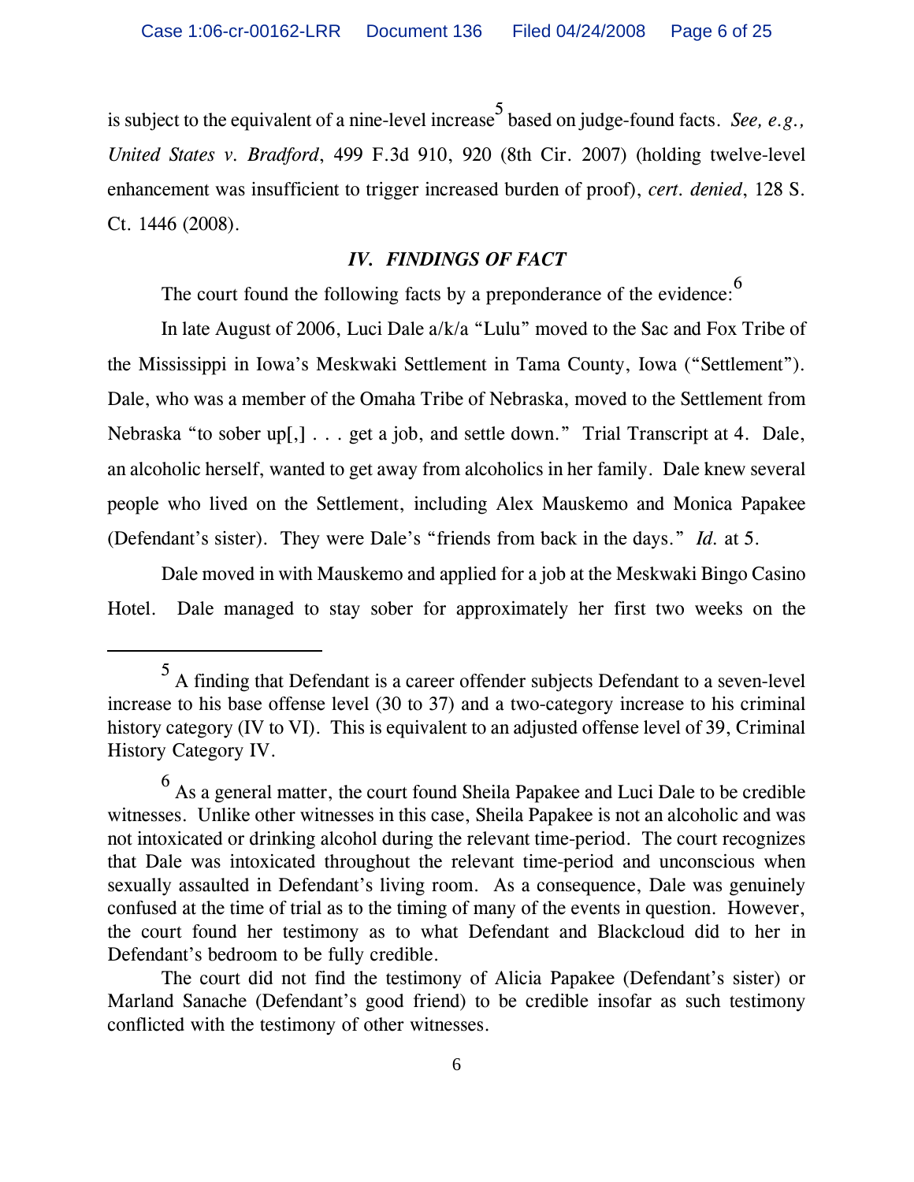is subject to the equivalent of a nine-level increase[5] based on judge-found facts. *See, e.g., United States v. Bradford*, 499 F.3d 910, 920 (8th Cir. 2007) (holding twelve-level enhancement was insufficient to trigger increased burden of proof), *cert. denied*, 128 S. Ct. 1446 (2008).

### *IV. FINDINGS OF FACT*

The court found the following facts by a preponderance of the evidence:[6]

In late August of 2006, Luci Dale a/k/a "Lulu" moved to the Sac and Fox Tribe of the Mississippi in Iowa's Meskwaki Settlement in Tama County, Iowa ("Settlement"). Dale, who was a member of the Omaha Tribe of Nebraska, moved to the Settlement from Nebraska "to sober up[,] . . . get a job, and settle down." Trial Transcript at 4. Dale, an alcoholic herself, wanted to get away from alcoholics in her family. Dale knew several people who lived on the Settlement, including Alex Mauskemo and Monica Papakee (Defendant's sister). They were Dale's "friends from back in the days." *Id.* at 5.

Dale moved in with Mauskemo and applied for a job at the Meskwaki Bingo Casino Hotel. Dale managed to stay sober for approximately her first two weeks on the

---

[5] A finding that Defendant is a career offender subjects Defendant to a seven-level increase to his base offense level (30 to 37) and a two-category increase to his criminal history category (IV to VI). This is equivalent to an adjusted offense level of 39, Criminal History Category IV.

[6] As a general matter, the court found Sheila Papakee and Luci Dale to be credible witnesses. Unlike other witnesses in this case, Sheila Papakee is not an alcoholic and was not intoxicated or drinking alcohol during the relevant time-period. The court recognizes that Dale was intoxicated throughout the relevant time-period and unconscious when sexually assaulted in Defendant's living room. As a consequence, Dale was genuinely confused at the time of trial as to the timing of many of the events in question. However, the court found her testimony as to what Defendant and Blackcloud did to her in Defendant's bedroom to be fully credible.

The court did not find the testimony of Alicia Papakee (Defendant's sister) or Marland Sanache (Defendant's good friend) to be credible insofar as such testimony conflicted with the testimony of other witnesses.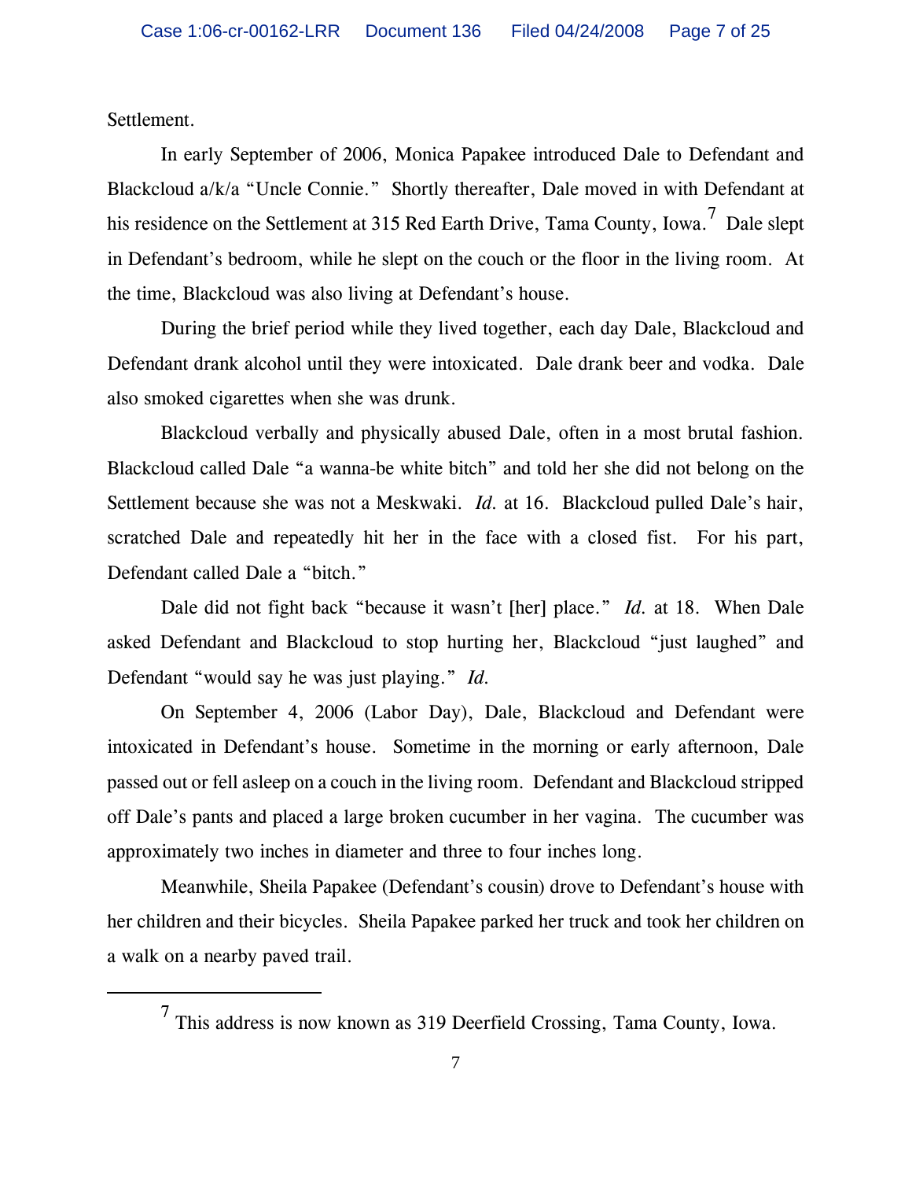Settlement.

In early September of 2006, Monica Papakee introduced Dale to Defendant and Blackcloud a/k/a "Uncle Connie." Shortly thereafter, Dale moved in with Defendant at his residence on the Settlement at 315 Red Earth Drive, Tama County, Iowa.[7] Dale slept in Defendant's bedroom, while he slept on the couch or the floor in the living room. At the time, Blackcloud was also living at Defendant's house.

During the brief period while they lived together, each day Dale, Blackcloud and Defendant drank alcohol until they were intoxicated. Dale drank beer and vodka. Dale also smoked cigarettes when she was drunk.

Blackcloud verbally and physically abused Dale, often in a most brutal fashion. Blackcloud called Dale "a wanna-be white bitch" and told her she did not belong on the Settlement because she was not a Meskwaki. *Id.* at 16. Blackcloud pulled Dale's hair, scratched Dale and repeatedly hit her in the face with a closed fist. For his part, Defendant called Dale a "bitch."

Dale did not fight back "because it wasn't [her] place." *Id.* at 18. When Dale asked Defendant and Blackcloud to stop hurting her, Blackcloud "just laughed" and Defendant "would say he was just playing." *Id.*

On September 4, 2006 (Labor Day), Dale, Blackcloud and Defendant were intoxicated in Defendant's house. Sometime in the morning or early afternoon, Dale passed out or fell asleep on a couch in the living room. Defendant and Blackcloud stripped off Dale's pants and placed a large broken cucumber in her vagina. The cucumber was approximately two inches in diameter and three to four inches long.

Meanwhile, Sheila Papakee (Defendant's cousin) drove to Defendant's house with her children and their bicycles. Sheila Papakee parked her truck and took her children on a walk on a nearby paved trail.

---

[7] This address is now known as 319 Deerfield Crossing, Tama County, Iowa.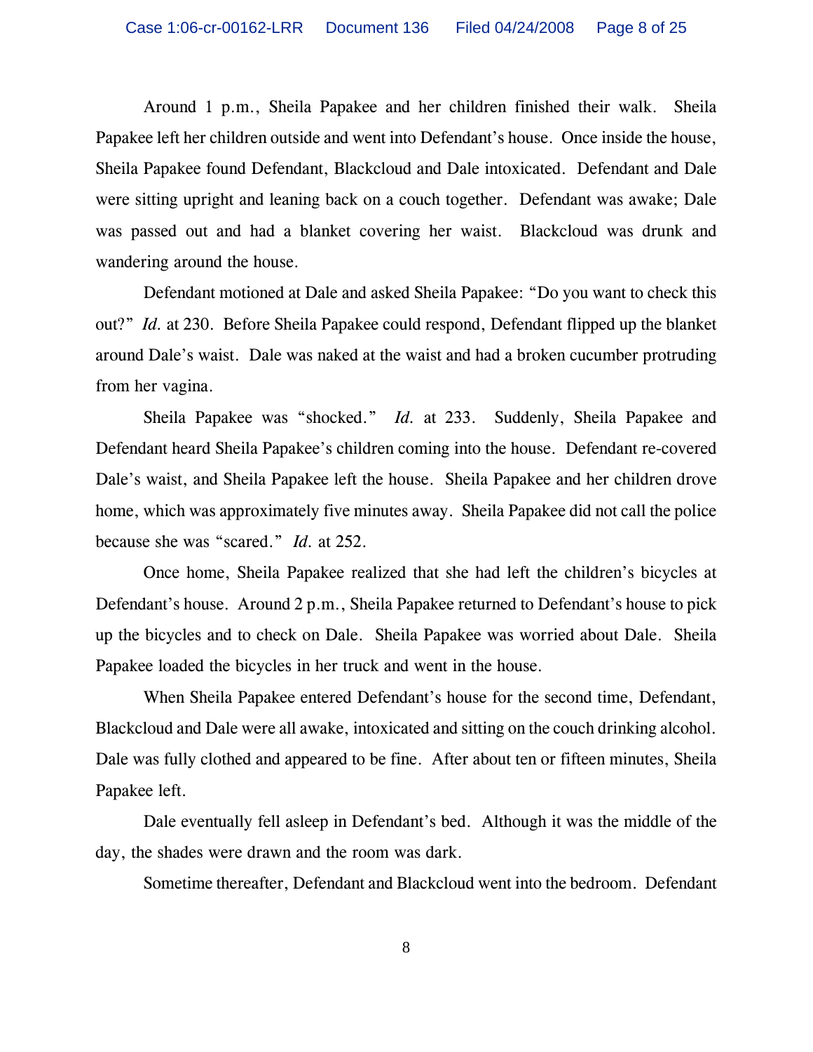Around 1 p.m., Sheila Papakee and her children finished their walk. Sheila Papakee left her children outside and went into Defendant's house. Once inside the house, Sheila Papakee found Defendant, Blackcloud and Dale intoxicated. Defendant and Dale were sitting upright and leaning back on a couch together. Defendant was awake; Dale was passed out and had a blanket covering her waist. Blackcloud was drunk and wandering around the house.

Defendant motioned at Dale and asked Sheila Papakee: "Do you want to check this out?" *Id.* at 230. Before Sheila Papakee could respond, Defendant flipped up the blanket around Dale's waist. Dale was naked at the waist and had a broken cucumber protruding from her vagina.

Sheila Papakee was "shocked." *Id.* at 233. Suddenly, Sheila Papakee and Defendant heard Sheila Papakee's children coming into the house. Defendant re-covered Dale's waist, and Sheila Papakee left the house. Sheila Papakee and her children drove home, which was approximately five minutes away. Sheila Papakee did not call the police because she was "scared." *Id.* at 252.

Once home, Sheila Papakee realized that she had left the children's bicycles at Defendant's house. Around 2 p.m., Sheila Papakee returned to Defendant's house to pick up the bicycles and to check on Dale. Sheila Papakee was worried about Dale. Sheila Papakee loaded the bicycles in her truck and went in the house.

When Sheila Papakee entered Defendant's house for the second time, Defendant, Blackcloud and Dale were all awake, intoxicated and sitting on the couch drinking alcohol. Dale was fully clothed and appeared to be fine. After about ten or fifteen minutes, Sheila Papakee left.

Dale eventually fell asleep in Defendant's bed. Although it was the middle of the day, the shades were drawn and the room was dark.

Sometime thereafter, Defendant and Blackcloud went into the bedroom. Defendant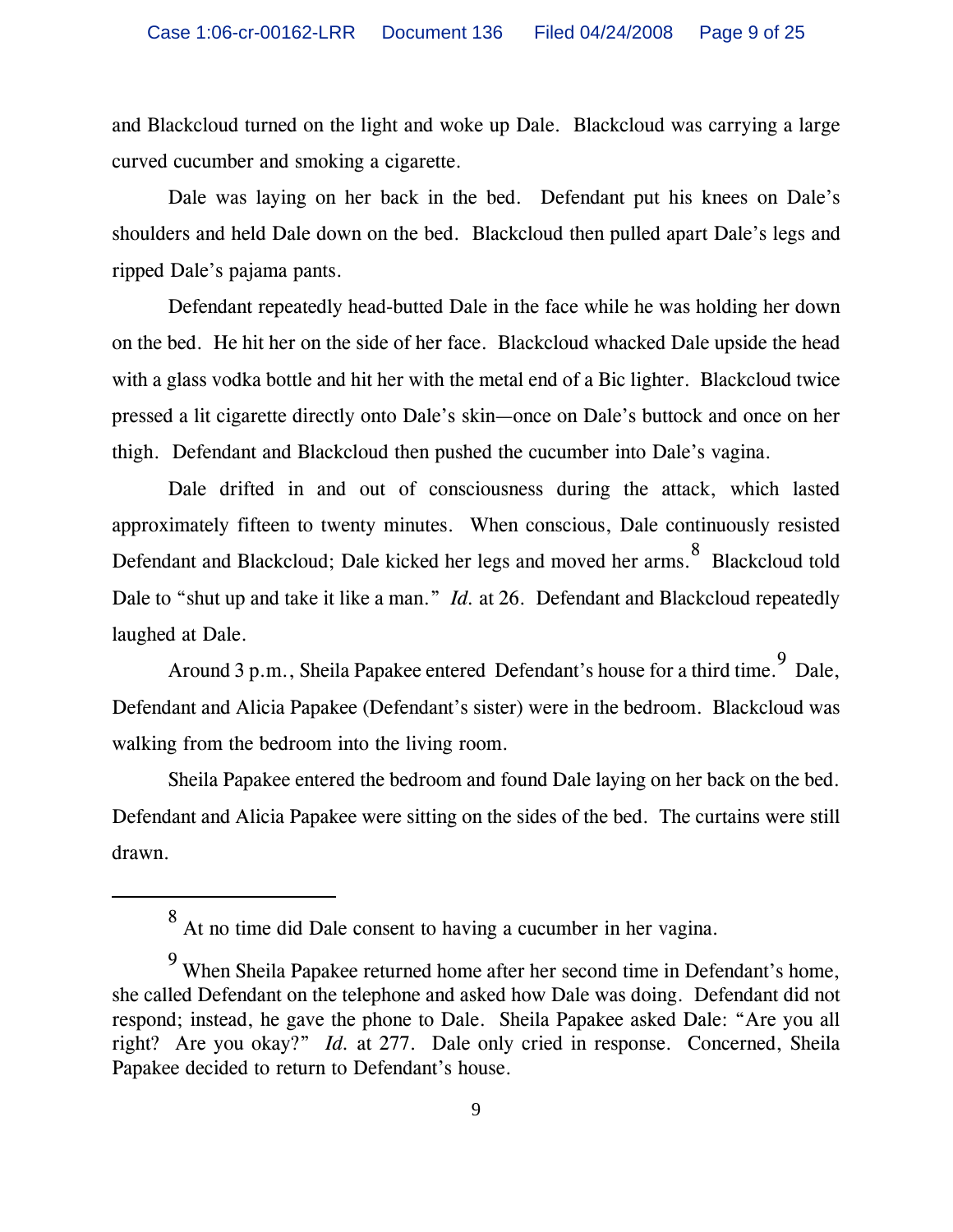and Blackcloud turned on the light and woke up Dale. Blackcloud was carrying a large curved cucumber and smoking a cigarette.

Dale was laying on her back in the bed. Defendant put his knees on Dale's shoulders and held Dale down on the bed. Blackcloud then pulled apart Dale's legs and ripped Dale's pajama pants.

Defendant repeatedly head-butted Dale in the face while he was holding her down on the bed. He hit her on the side of her face. Blackcloud whacked Dale upside the head with a glass vodka bottle and hit her with the metal end of a Bic lighter. Blackcloud twice pressed a lit cigarette directly onto Dale's skin—once on Dale's buttock and once on her thigh. Defendant and Blackcloud then pushed the cucumber into Dale's vagina.

Dale drifted in and out of consciousness during the attack, which lasted approximately fifteen to twenty minutes. When conscious, Dale continuously resisted Defendant and Blackcloud; Dale kicked her legs and moved her arms.[8] Blackcloud told Dale to "shut up and take it like a man." *Id.* at 26. Defendant and Blackcloud repeatedly laughed at Dale.

Around 3 p.m., Sheila Papakee entered Defendant's house for a third time.[9] Dale, Defendant and Alicia Papakee (Defendant's sister) were in the bedroom. Blackcloud was walking from the bedroom into the living room.

Sheila Papakee entered the bedroom and found Dale laying on her back on the bed. Defendant and Alicia Papakee were sitting on the sides of the bed. The curtains were still drawn.

---

[8] At no time did Dale consent to having a cucumber in her vagina.

[9] When Sheila Papakee returned home after her second time in Defendant's home, she called Defendant on the telephone and asked how Dale was doing. Defendant did not respond; instead, he gave the phone to Dale. Sheila Papakee asked Dale: "Are you all right? Are you okay?" *Id.* at 277. Dale only cried in response. Concerned, Sheila Papakee decided to return to Defendant's house.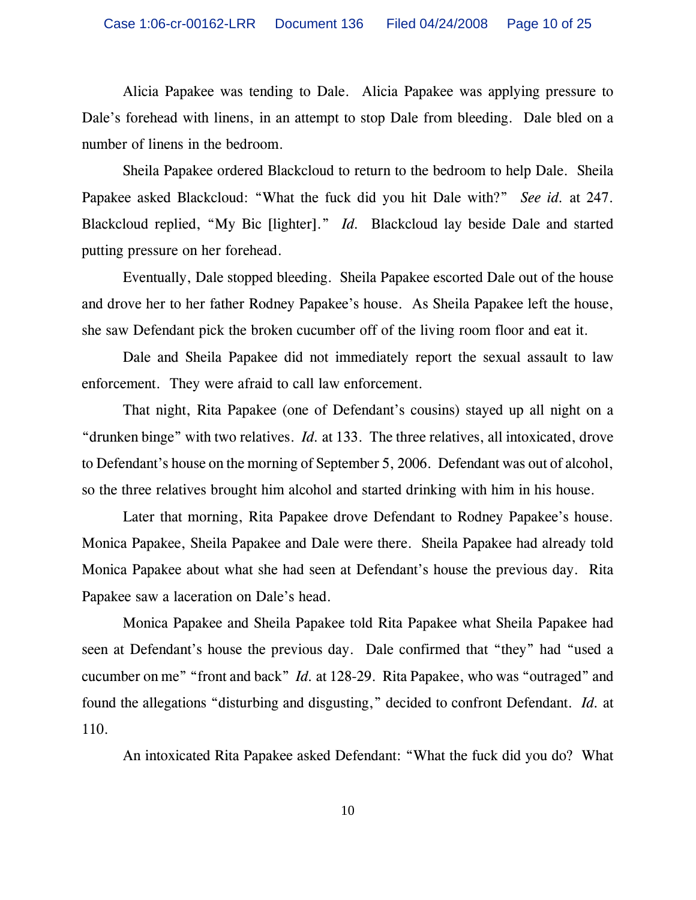Alicia Papakee was tending to Dale. Alicia Papakee was applying pressure to Dale's forehead with linens, in an attempt to stop Dale from bleeding. Dale bled on a number of linens in the bedroom.

Sheila Papakee ordered Blackcloud to return to the bedroom to help Dale. Sheila Papakee asked Blackcloud: "What the fuck did you hit Dale with?" *See id.* at 247. Blackcloud replied, "My Bic [lighter]." *Id.* Blackcloud lay beside Dale and started putting pressure on her forehead.

Eventually, Dale stopped bleeding. Sheila Papakee escorted Dale out of the house and drove her to her father Rodney Papakee's house. As Sheila Papakee left the house, she saw Defendant pick the broken cucumber off of the living room floor and eat it.

Dale and Sheila Papakee did not immediately report the sexual assault to law enforcement. They were afraid to call law enforcement.

That night, Rita Papakee (one of Defendant's cousins) stayed up all night on a "drunken binge" with two relatives. *Id.* at 133. The three relatives, all intoxicated, drove to Defendant's house on the morning of September 5, 2006. Defendant was out of alcohol, so the three relatives brought him alcohol and started drinking with him in his house.

Later that morning, Rita Papakee drove Defendant to Rodney Papakee's house. Monica Papakee, Sheila Papakee and Dale were there. Sheila Papakee had already told Monica Papakee about what she had seen at Defendant's house the previous day. Rita Papakee saw a laceration on Dale's head.

Monica Papakee and Sheila Papakee told Rita Papakee what Sheila Papakee had seen at Defendant's house the previous day. Dale confirmed that "they" had "used a cucumber on me" "front and back" *Id.* at 128-29. Rita Papakee, who was "outraged" and found the allegations "disturbing and disgusting," decided to confront Defendant. *Id.* at 110.

An intoxicated Rita Papakee asked Defendant: "What the fuck did you do? What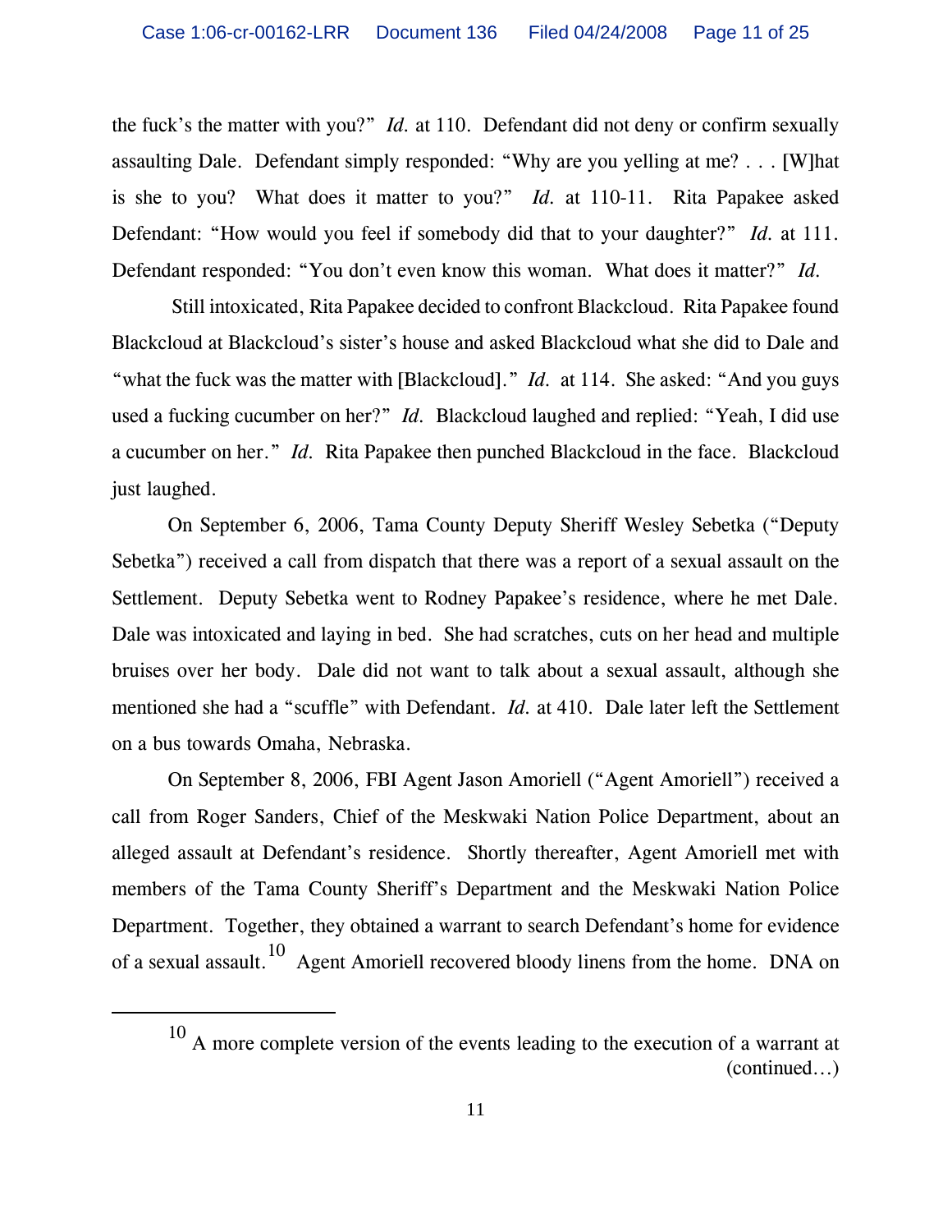the fuck's the matter with you?" *Id.* at 110. Defendant did not deny or confirm sexually assaulting Dale. Defendant simply responded: "Why are you yelling at me? . . . [W]hat is she to you? What does it matter to you?" *Id.* at 110-11. Rita Papakee asked Defendant: "How would you feel if somebody did that to your daughter?" *Id.* at 111. Defendant responded: "You don't even know this woman. What does it matter?" *Id.*

Still intoxicated, Rita Papakee decided to confront Blackcloud. Rita Papakee found Blackcloud at Blackcloud's sister's house and asked Blackcloud what she did to Dale and "what the fuck was the matter with [Blackcloud]." *Id.* at 114. She asked: "And you guys used a fucking cucumber on her?" *Id.* Blackcloud laughed and replied: "Yeah, I did use a cucumber on her." *Id.* Rita Papakee then punched Blackcloud in the face. Blackcloud just laughed.

On September 6, 2006, Tama County Deputy Sheriff Wesley Sebetka ("Deputy Sebetka") received a call from dispatch that there was a report of a sexual assault on the Settlement. Deputy Sebetka went to Rodney Papakee's residence, where he met Dale. Dale was intoxicated and laying in bed. She had scratches, cuts on her head and multiple bruises over her body. Dale did not want to talk about a sexual assault, although she mentioned she had a "scuffle" with Defendant. *Id.* at 410. Dale later left the Settlement on a bus towards Omaha, Nebraska.

On September 8, 2006, FBI Agent Jason Amoriell ("Agent Amoriell") received a call from Roger Sanders, Chief of the Meskwaki Nation Police Department, about an alleged assault at Defendant's residence. Shortly thereafter, Agent Amoriell met with members of the Tama County Sheriff's Department and the Meskwaki Nation Police Department. Together, they obtained a warrant to search Defendant's home for evidence of a sexual assault.[10] Agent Amoriell recovered bloody linens from the home. DNA on

---

[10] A more complete version of the events leading to the execution of a warrant at (continued…)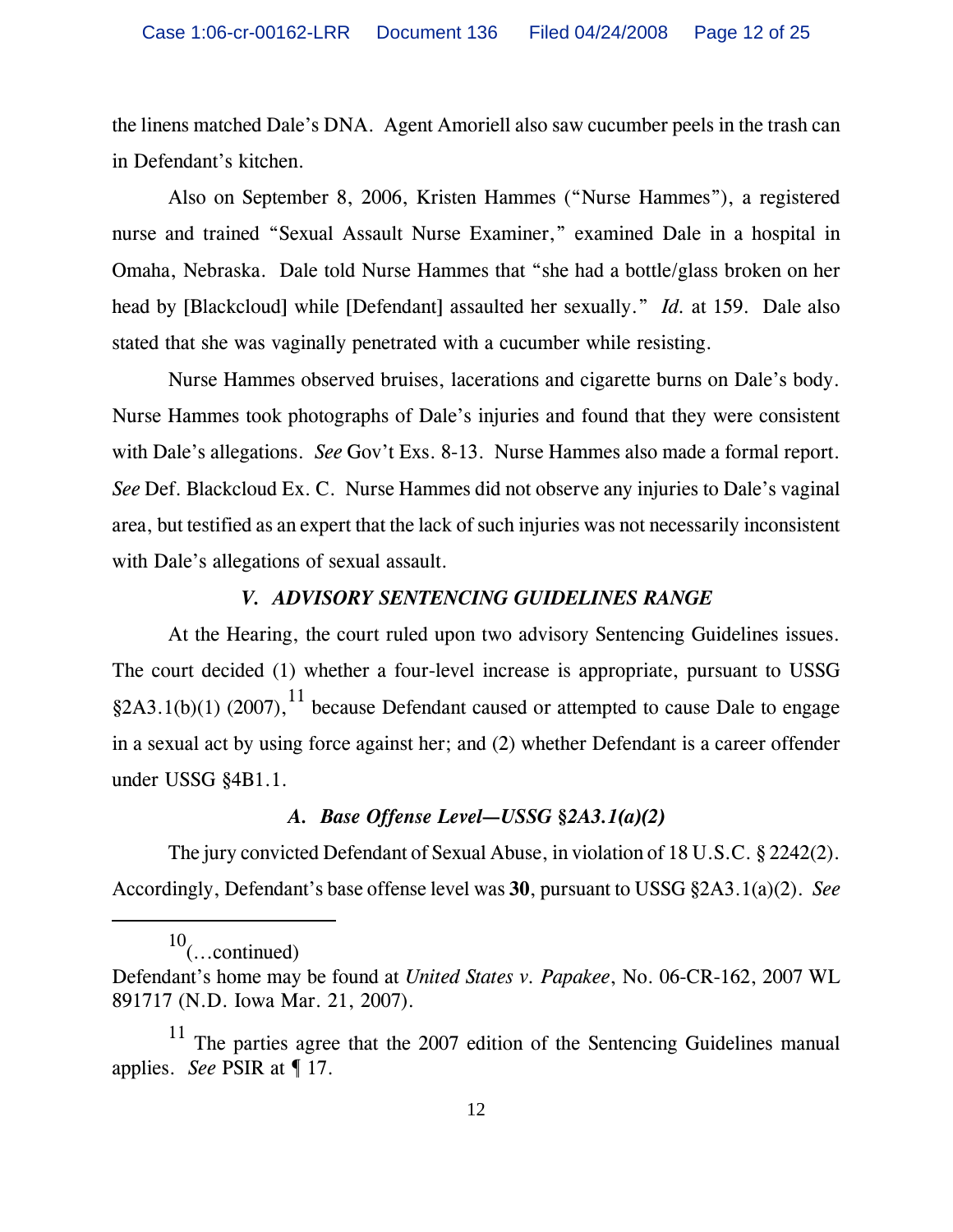the linens matched Dale's DNA. Agent Amoriell also saw cucumber peels in the trash can in Defendant's kitchen.

Also on September 8, 2006, Kristen Hammes ("Nurse Hammes"), a registered nurse and trained "Sexual Assault Nurse Examiner," examined Dale in a hospital in Omaha, Nebraska. Dale told Nurse Hammes that "she had a bottle/glass broken on her head by [Blackcloud] while [Defendant] assaulted her sexually." *Id.* at 159. Dale also stated that she was vaginally penetrated with a cucumber while resisting.

Nurse Hammes observed bruises, lacerations and cigarette burns on Dale's body. Nurse Hammes took photographs of Dale's injuries and found that they were consistent with Dale's allegations. *See* Gov't Exs. 8-13. Nurse Hammes also made a formal report. *See* Def. Blackcloud Ex. C. Nurse Hammes did not observe any injuries to Dale's vaginal area, but testified as an expert that the lack of such injuries was not necessarily inconsistent with Dale's allegations of sexual assault.

### *V. ADVISORY SENTENCING GUIDELINES RANGE*

At the Hearing, the court ruled upon two advisory Sentencing Guidelines issues. The court decided (1) whether a four-level increase is appropriate, pursuant to USSG §2A3.1(b)(1) (2007),[11] because Defendant caused or attempted to cause Dale to engage in a sexual act by using force against her; and (2) whether Defendant is a career offender under USSG §4B1.1.

#### *A. Base Offense Level—USSG §2A3.1(a)(2)*

The jury convicted Defendant of Sexual Abuse, in violation of 18 U.S.C. § 2242(2). Accordingly, Defendant's base offense level was **30**, pursuant to USSG §2A3.1(a)(2). *See*

---

[10](...continued)
Defendant's home may be found at *United States v. Papakee*, No. 06-CR-162, 2007 WL 891717 (N.D. Iowa Mar. 21, 2007).

[11] The parties agree that the 2007 edition of the Sentencing Guidelines manual applies. *See* PSIR at ¶ 17.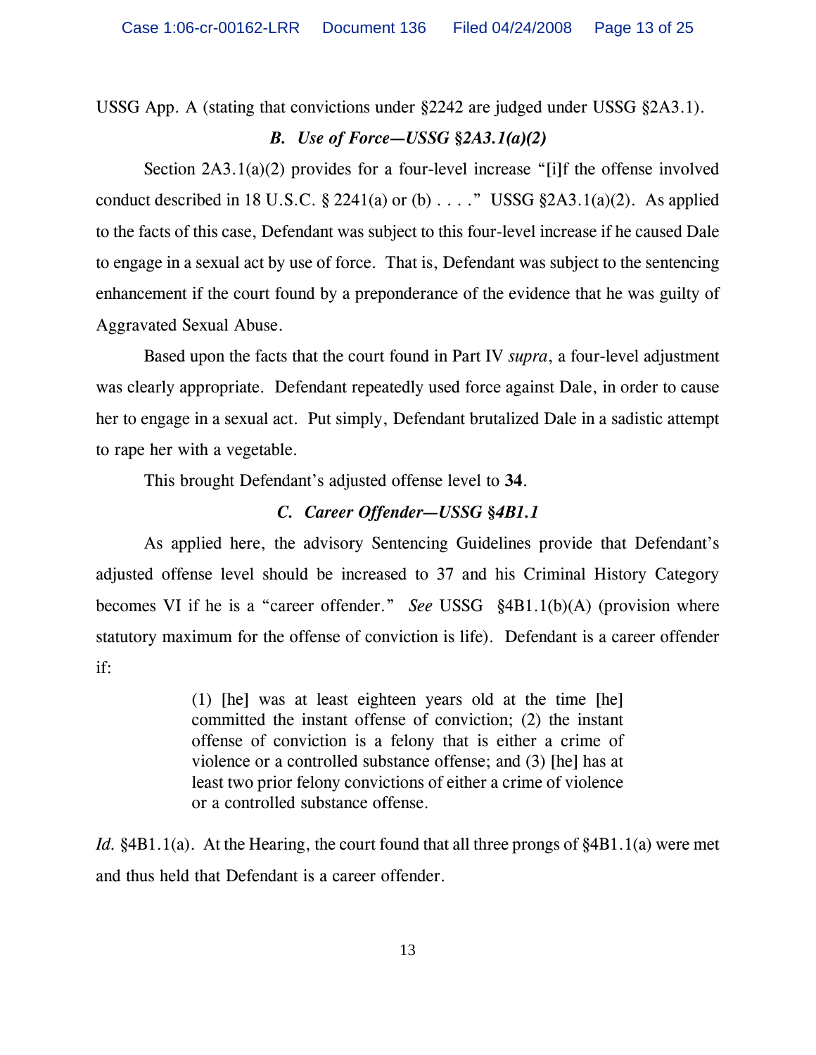USSG App. A (stating that convictions under §2242 are judged under USSG §2A3.1).

### *B. Use of Force—USSG §2A3.1(a)(2)*

Section 2A3.1(a)(2) provides for a four-level increase "[i]f the offense involved conduct described in 18 U.S.C. § 2241(a) or (b) . . . ." USSG §2A3.1(a)(2). As applied to the facts of this case, Defendant was subject to this four-level increase if he caused Dale to engage in a sexual act by use of force. That is, Defendant was subject to the sentencing enhancement if the court found by a preponderance of the evidence that he was guilty of Aggravated Sexual Abuse.

Based upon the facts that the court found in Part IV *supra*, a four-level adjustment was clearly appropriate. Defendant repeatedly used force against Dale, in order to cause her to engage in a sexual act. Put simply, Defendant brutalized Dale in a sadistic attempt to rape her with a vegetable.

This brought Defendant's adjusted offense level to **34**.

### *C. Career Offender—USSG §4B1.1*

As applied here, the advisory Sentencing Guidelines provide that Defendant's adjusted offense level should be increased to 37 and his Criminal History Category becomes VI if he is a "career offender." *See* USSG §4B1.1(b)(A) (provision where statutory maximum for the offense of conviction is life). Defendant is a career offender if:

> (1) [he] was at least eighteen years old at the time [he] committed the instant offense of conviction; (2) the instant offense of conviction is a felony that is either a crime of violence or a controlled substance offense; and (3) [he] has at least two prior felony convictions of either a crime of violence or a controlled substance offense.

*Id.* §4B1.1(a). At the Hearing, the court found that all three prongs of §4B1.1(a) were met and thus held that Defendant is a career offender.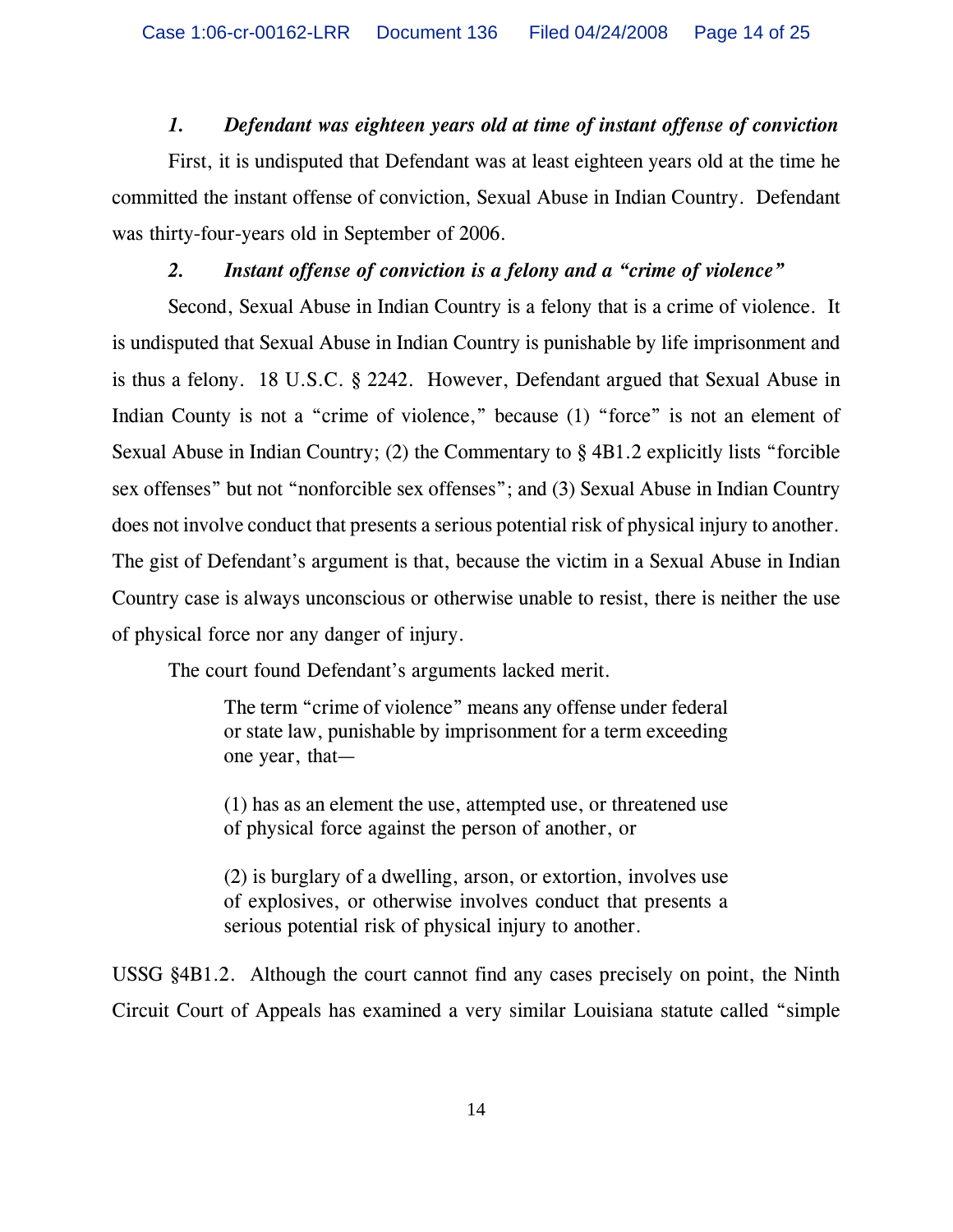*1. Defendant was eighteen years old at time of instant offense of conviction*

First, it is undisputed that Defendant was at least eighteen years old at the time he committed the instant offense of conviction, Sexual Abuse in Indian Country. Defendant was thirty-four-years old in September of 2006.

*2. Instant offense of conviction is a felony and a "crime of violence"*

Second, Sexual Abuse in Indian Country is a felony that is a crime of violence. It is undisputed that Sexual Abuse in Indian Country is punishable by life imprisonment and is thus a felony. 18 U.S.C. § 2242. However, Defendant argued that Sexual Abuse in Indian County is not a "crime of violence," because (1) "force" is not an element of Sexual Abuse in Indian Country; (2) the Commentary to § 4B1.2 explicitly lists "forcible sex offenses" but not "nonforcible sex offenses"; and (3) Sexual Abuse in Indian Country does not involve conduct that presents a serious potential risk of physical injury to another. The gist of Defendant's argument is that, because the victim in a Sexual Abuse in Indian Country case is always unconscious or otherwise unable to resist, there is neither the use of physical force nor any danger of injury.

The court found Defendant's arguments lacked merit.

> The term "crime of violence" means any offense under federal or state law, punishable by imprisonment for a term exceeding one year, that—
>
> (1) has as an element the use, attempted use, or threatened use of physical force against the person of another, or
>
> (2) is burglary of a dwelling, arson, or extortion, involves use of explosives, or otherwise involves conduct that presents a serious potential risk of physical injury to another.

USSG §4B1.2. Although the court cannot find any cases precisely on point, the Ninth Circuit Court of Appeals has examined a very similar Louisiana statute called "simple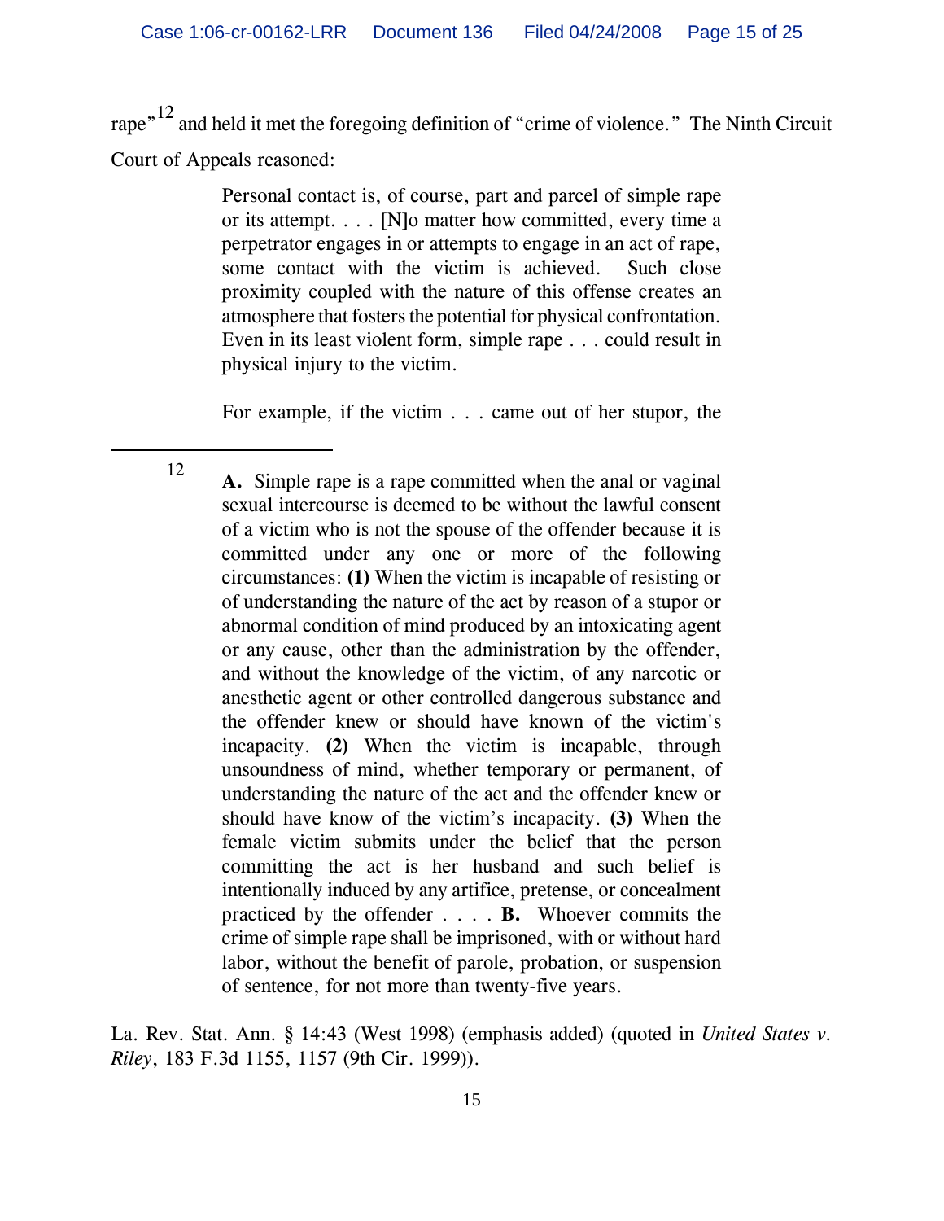rape"[12] and held it met the foregoing definition of "crime of violence." The Ninth Circuit Court of Appeals reasoned:

> Personal contact is, of course, part and parcel of simple rape or its attempt. . . . [N]o matter how committed, every time a perpetrator engages in or attempts to engage in an act of rape, some contact with the victim is achieved. Such close proximity coupled with the nature of this offense creates an atmosphere that fosters the potential for physical confrontation. Even in its least violent form, simple rape . . . could result in physical injury to the victim.
>
> For example, if the victim . . . came out of her stupor, the

---

[12]

> **A.** Simple rape is a rape committed when the anal or vaginal sexual intercourse is deemed to be without the lawful consent of a victim who is not the spouse of the offender because it is committed under any one or more of the following circumstances: **(1)** When the victim is incapable of resisting or of understanding the nature of the act by reason of a stupor or abnormal condition of mind produced by an intoxicating agent or any cause, other than the administration by the offender, and without the knowledge of the victim, of any narcotic or anesthetic agent or other controlled dangerous substance and the offender knew or should have known of the victim's incapacity. **(2)** When the victim is incapable, through unsoundness of mind, whether temporary or permanent, of understanding the nature of the act and the offender knew or should have know of the victim's incapacity. **(3)** When the female victim submits under the belief that the person committing the act is her husband and such belief is intentionally induced by any artifice, pretense, or concealment practiced by the offender . . . . **B.** Whoever commits the crime of simple rape shall be imprisoned, with or without hard labor, without the benefit of parole, probation, or suspension of sentence, for not more than twenty-five years.

La. Rev. Stat. Ann. § 14:43 (West 1998) (emphasis added) (quoted in *United States v. Riley*, 183 F.3d 1155, 1157 (9th Cir. 1999)).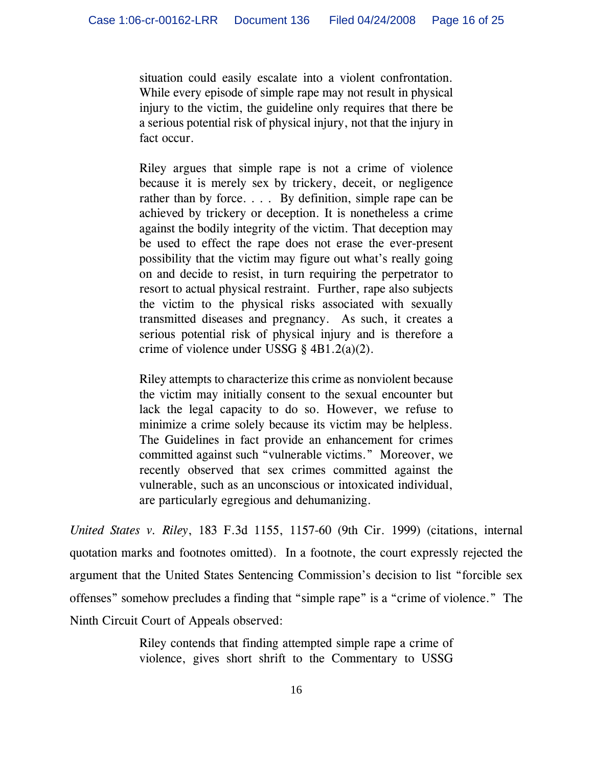> situation could easily escalate into a violent confrontation. While every episode of simple rape may not result in physical injury to the victim, the guideline only requires that there be a serious potential risk of physical injury, not that the injury in fact occur.
>
> Riley argues that simple rape is not a crime of violence because it is merely sex by trickery, deceit, or negligence rather than by force. . . . By definition, simple rape can be achieved by trickery or deception. It is nonetheless a crime against the bodily integrity of the victim. That deception may be used to effect the rape does not erase the ever-present possibility that the victim may figure out what's really going on and decide to resist, in turn requiring the perpetrator to resort to actual physical restraint. Further, rape also subjects the victim to the physical risks associated with sexually transmitted diseases and pregnancy. As such, it creates a serious potential risk of physical injury and is therefore a crime of violence under USSG § 4B1.2(a)(2).
>
> Riley attempts to characterize this crime as nonviolent because the victim may initially consent to the sexual encounter but lack the legal capacity to do so. However, we refuse to minimize a crime solely because its victim may be helpless. The Guidelines in fact provide an enhancement for crimes committed against such "vulnerable victims." Moreover, we recently observed that sex crimes committed against the vulnerable, such as an unconscious or intoxicated individual, are particularly egregious and dehumanizing.

*United States v. Riley*, 183 F.3d 1155, 1157-60 (9th Cir. 1999) (citations, internal quotation marks and footnotes omitted). In a footnote, the court expressly rejected the argument that the United States Sentencing Commission's decision to list "forcible sex offenses" somehow precludes a finding that "simple rape" is a "crime of violence." The Ninth Circuit Court of Appeals observed:

> Riley contends that finding attempted simple rape a crime of violence, gives short shrift to the Commentary to USSG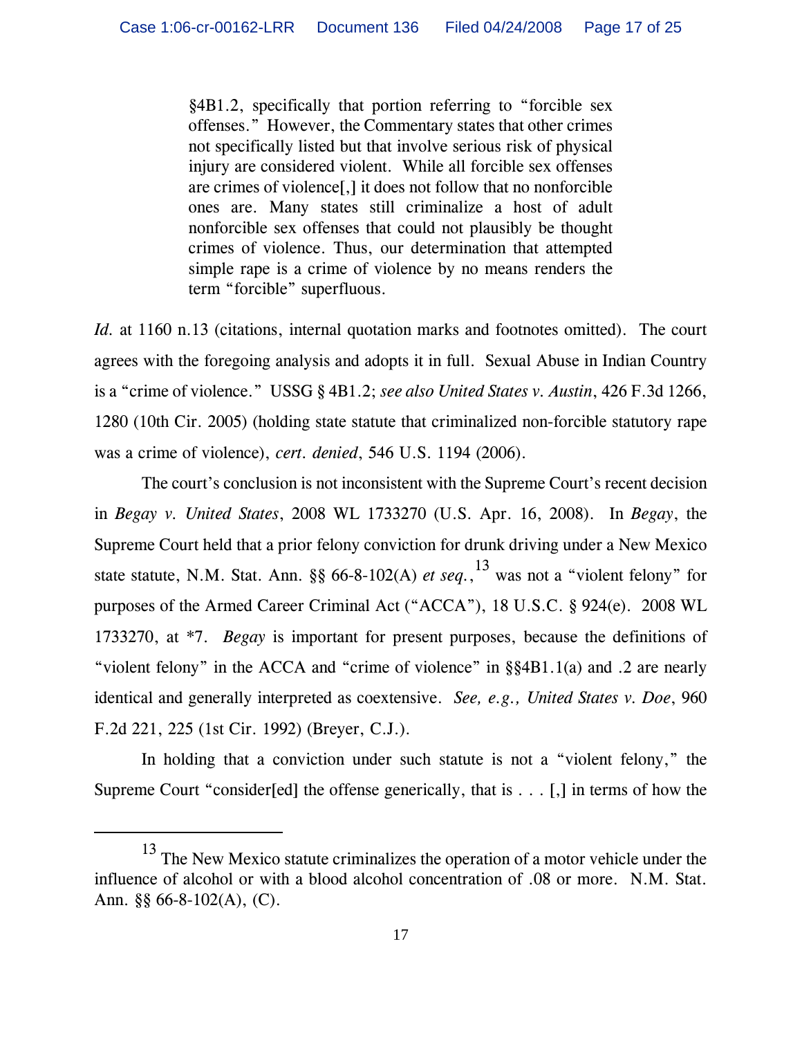> §4B1.2, specifically that portion referring to "forcible sex offenses." However, the Commentary states that other crimes not specifically listed but that involve serious risk of physical injury are considered violent. While all forcible sex offenses are crimes of violence[,] it does not follow that no nonforcible ones are. Many states still criminalize a host of adult nonforcible sex offenses that could not plausibly be thought crimes of violence. Thus, our determination that attempted simple rape is a crime of violence by no means renders the term "forcible" superfluous.

*Id.* at 1160 n.13 (citations, internal quotation marks and footnotes omitted). The court agrees with the foregoing analysis and adopts it in full. Sexual Abuse in Indian Country is a "crime of violence." USSG § 4B1.2; *see also United States v. Austin*, 426 F.3d 1266, 1280 (10th Cir. 2005) (holding state statute that criminalized non-forcible statutory rape was a crime of violence), *cert. denied*, 546 U.S. 1194 (2006).

The court's conclusion is not inconsistent with the Supreme Court's recent decision in *Begay v. United States*, 2008 WL 1733270 (U.S. Apr. 16, 2008). In *Begay*, the Supreme Court held that a prior felony conviction for drunk driving under a New Mexico state statute, N.M. Stat. Ann. §§ 66-8-102(A) *et seq.*,[13] was not a "violent felony" for purposes of the Armed Career Criminal Act ("ACCA"), 18 U.S.C. § 924(e). 2008 WL 1733270, at *7. *Begay* is important for present purposes, because the definitions of "violent felony" in the ACCA and "crime of violence" in §§4B1.1(a) and .2 are nearly identical and generally interpreted as coextensive. *See, e.g., United States v. Doe*, 960 F.2d 221, 225 (1st Cir. 1992) (Breyer, C.J.).

In holding that a conviction under such statute is not a "violent felony," the Supreme Court "consider[ed] the offense generically, that is . . . [,] in terms of how the

---

[13] The New Mexico statute criminalizes the operation of a motor vehicle under the influence of alcohol or with a blood alcohol concentration of .08 or more. N.M. Stat. Ann. §§ 66-8-102(A), (C).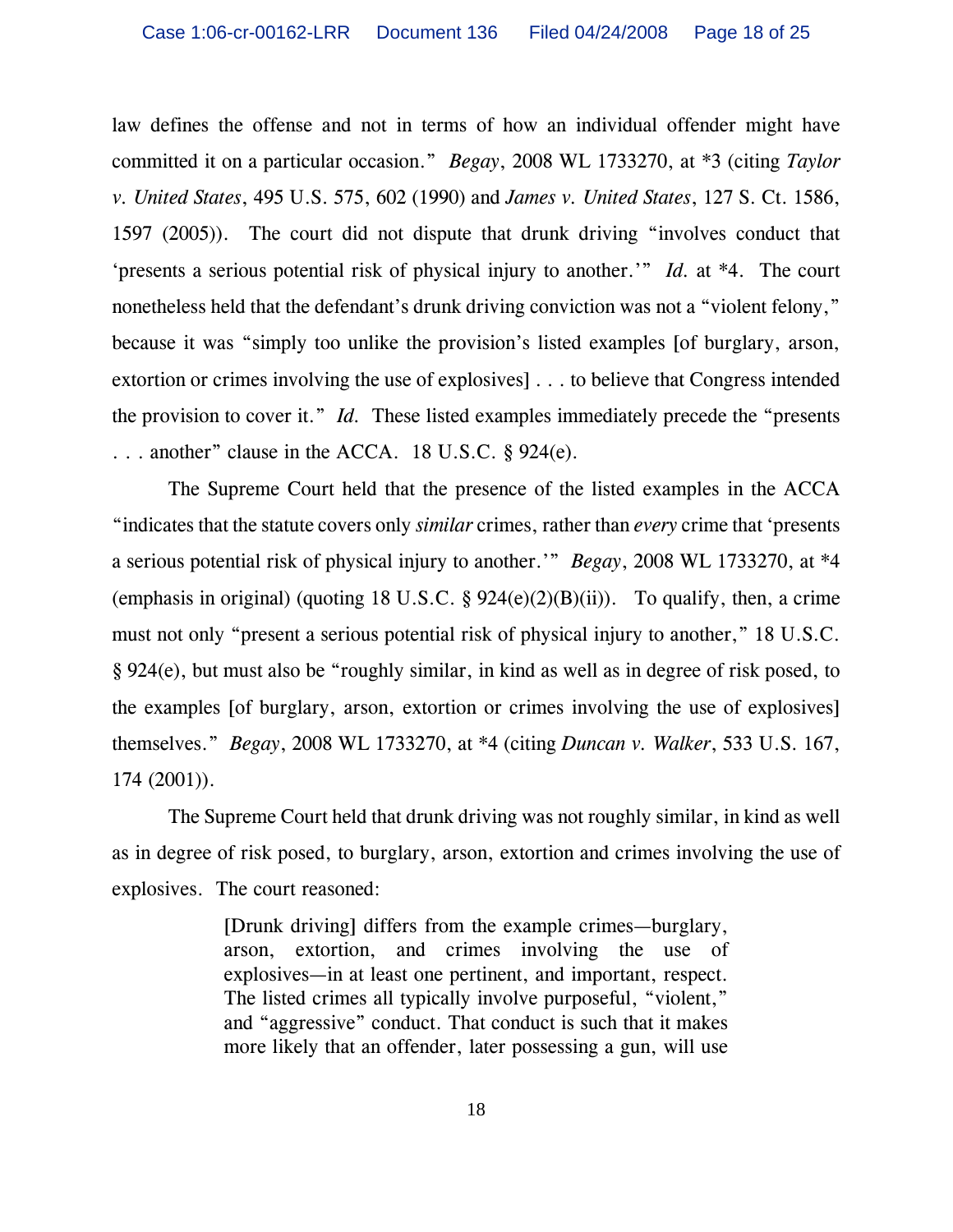law defines the offense and not in terms of how an individual offender might have committed it on a particular occasion." *Begay*, 2008 WL 1733270, at *3 (citing *Taylor v. United States*, 495 U.S. 575, 602 (1990) and *James v. United States*, 127 S. Ct. 1586, 1597 (2005)). The court did not dispute that drunk driving "involves conduct that 'presents a serious potential risk of physical injury to another.'" *Id.* at *4. The court nonetheless held that the defendant's drunk driving conviction was not a "violent felony," because it was "simply too unlike the provision's listed examples [of burglary, arson, extortion or crimes involving the use of explosives] . . . to believe that Congress intended the provision to cover it." *Id.* These listed examples immediately precede the "presents . . . another" clause in the ACCA. 18 U.S.C. § 924(e).

The Supreme Court held that the presence of the listed examples in the ACCA "indicates that the statute covers only *similar* crimes, rather than *every* crime that 'presents a serious potential risk of physical injury to another.'" *Begay*, 2008 WL 1733270, at *4 (emphasis in original) (quoting 18 U.S.C. § 924(e)(2)(B)(ii)). To qualify, then, a crime must not only "present a serious potential risk of physical injury to another," 18 U.S.C. § 924(e), but must also be "roughly similar, in kind as well as in degree of risk posed, to the examples [of burglary, arson, extortion or crimes involving the use of explosives] themselves." *Begay*, 2008 WL 1733270, at *4 (citing *Duncan v. Walker*, 533 U.S. 167, 174 (2001)).

The Supreme Court held that drunk driving was not roughly similar, in kind as well as in degree of risk posed, to burglary, arson, extortion and crimes involving the use of explosives. The court reasoned:

> [Drunk driving] differs from the example crimes—burglary, arson, extortion, and crimes involving the use of explosives—in at least one pertinent, and important, respect. The listed crimes all typically involve purposeful, "violent," and "aggressive" conduct. That conduct is such that it makes more likely that an offender, later possessing a gun, will use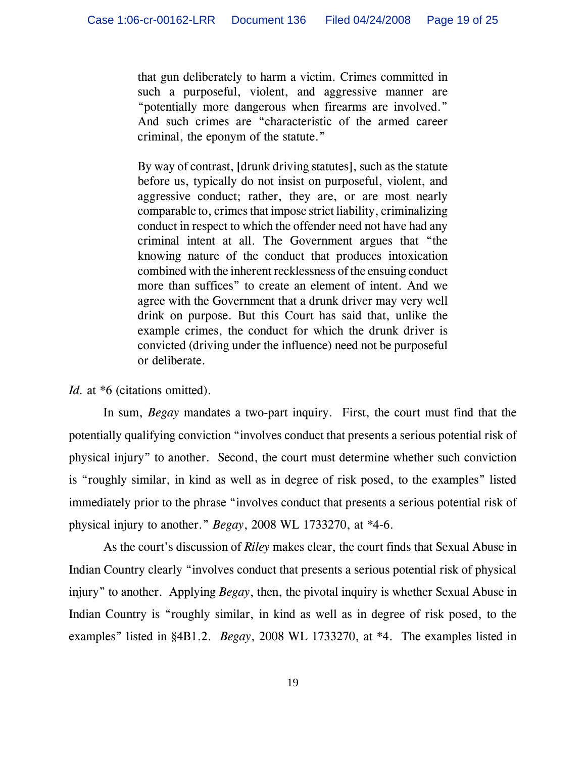> that gun deliberately to harm a victim. Crimes committed in such a purposeful, violent, and aggressive manner are "potentially more dangerous when firearms are involved." And such crimes are "characteristic of the armed career criminal, the eponym of the statute."
>
> By way of contrast, [drunk driving statutes], such as the statute before us, typically do not insist on purposeful, violent, and aggressive conduct; rather, they are, or are most nearly comparable to, crimes that impose strict liability, criminalizing conduct in respect to which the offender need not have had any criminal intent at all. The Government argues that "the knowing nature of the conduct that produces intoxication combined with the inherent recklessness of the ensuing conduct more than suffices" to create an element of intent. And we agree with the Government that a drunk driver may very well drink on purpose. But this Court has said that, unlike the example crimes, the conduct for which the drunk driver is convicted (driving under the influence) need not be purposeful or deliberate.

*Id.* at *6 (citations omitted).

In sum, *Begay* mandates a two-part inquiry. First, the court must find that the potentially qualifying conviction "involves conduct that presents a serious potential risk of physical injury" to another. Second, the court must determine whether such conviction is "roughly similar, in kind as well as in degree of risk posed, to the examples" listed immediately prior to the phrase "involves conduct that presents a serious potential risk of physical injury to another." *Begay*, 2008 WL 1733270, at *4-6.

As the court's discussion of *Riley* makes clear, the court finds that Sexual Abuse in Indian Country clearly "involves conduct that presents a serious potential risk of physical injury" to another. Applying *Begay*, then, the pivotal inquiry is whether Sexual Abuse in Indian Country is "roughly similar, in kind as well as in degree of risk posed, to the examples" listed in §4B1.2. *Begay*, 2008 WL 1733270, at *4. The examples listed in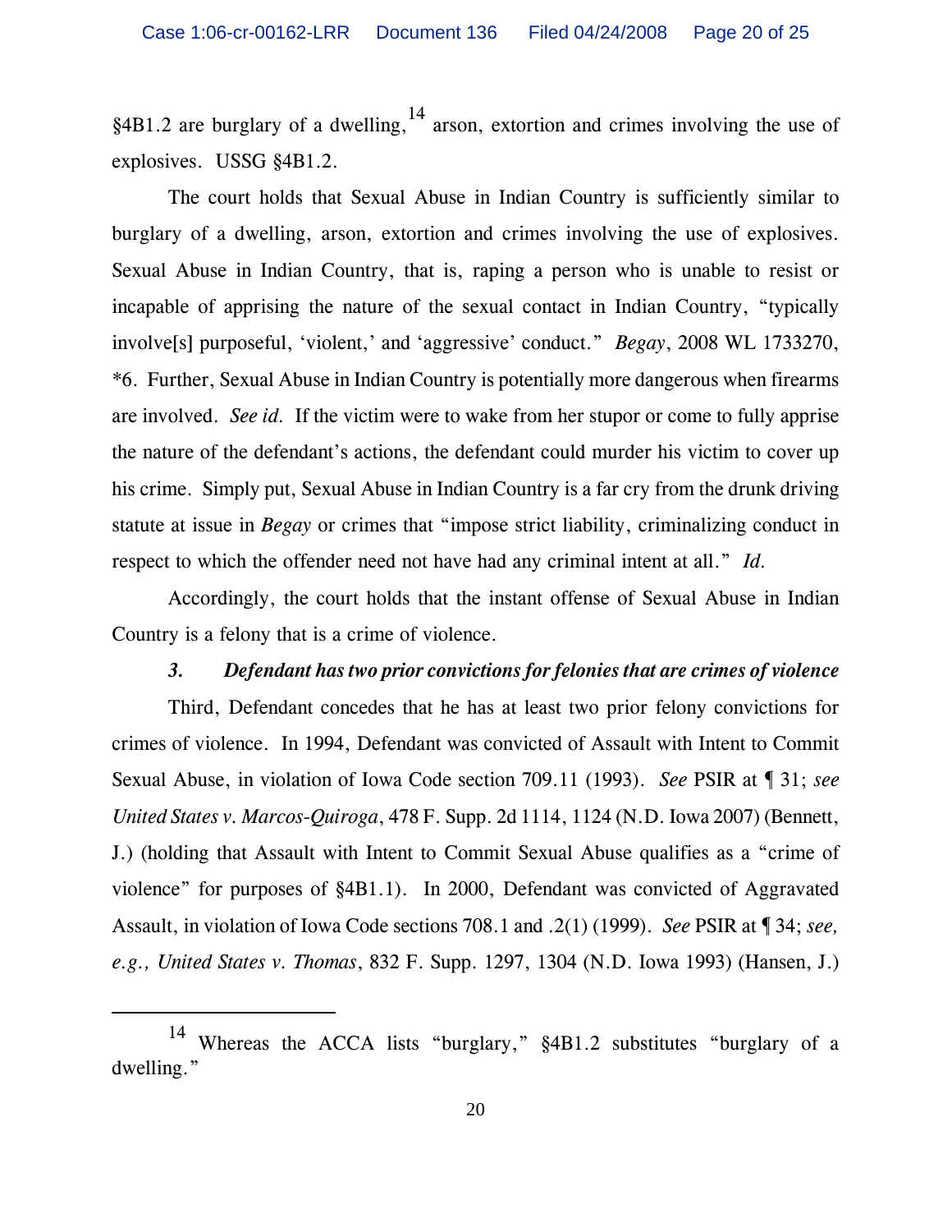§4B1.2 are burglary of a dwelling,[14] arson, extortion and crimes involving the use of explosives. USSG §4B1.2.

The court holds that Sexual Abuse in Indian Country is sufficiently similar to burglary of a dwelling, arson, extortion and crimes involving the use of explosives. Sexual Abuse in Indian Country, that is, raping a person who is unable to resist or incapable of apprising the nature of the sexual contact in Indian Country, "typically involve[s] purposeful, 'violent,' and 'aggressive' conduct." *Begay*, 2008 WL 1733270, *6. Further, Sexual Abuse in Indian Country is potentially more dangerous when firearms are involved. *See id.* If the victim were to wake from her stupor or come to fully apprise the nature of the defendant's actions, the defendant could murder his victim to cover up his crime. Simply put, Sexual Abuse in Indian Country is a far cry from the drunk driving statute at issue in *Begay* or crimes that "impose strict liability, criminalizing conduct in respect to which the offender need not have had any criminal intent at all." *Id.*

Accordingly, the court holds that the instant offense of Sexual Abuse in Indian Country is a felony that is a crime of violence.

***3. Defendant has two prior convictions for felonies that are crimes of violence***

Third, Defendant concedes that he has at least two prior felony convictions for crimes of violence. In 1994, Defendant was convicted of Assault with Intent to Commit Sexual Abuse, in violation of Iowa Code section 709.11 (1993). *See* PSIR at ¶ 31; *see United States v. Marcos-Quiroga*, 478 F. Supp. 2d 1114, 1124 (N.D. Iowa 2007) (Bennett, J.) (holding that Assault with Intent to Commit Sexual Abuse qualifies as a "crime of violence" for purposes of §4B1.1). In 2000, Defendant was convicted of Aggravated Assault, in violation of Iowa Code sections 708.1 and .2(1) (1999). *See* PSIR at ¶ 34; *see, e.g., United States v. Thomas*, 832 F. Supp. 1297, 1304 (N.D. Iowa 1993) (Hansen, J.)

---

[14] Whereas the ACCA lists "burglary," §4B1.2 substitutes "burglary of a dwelling."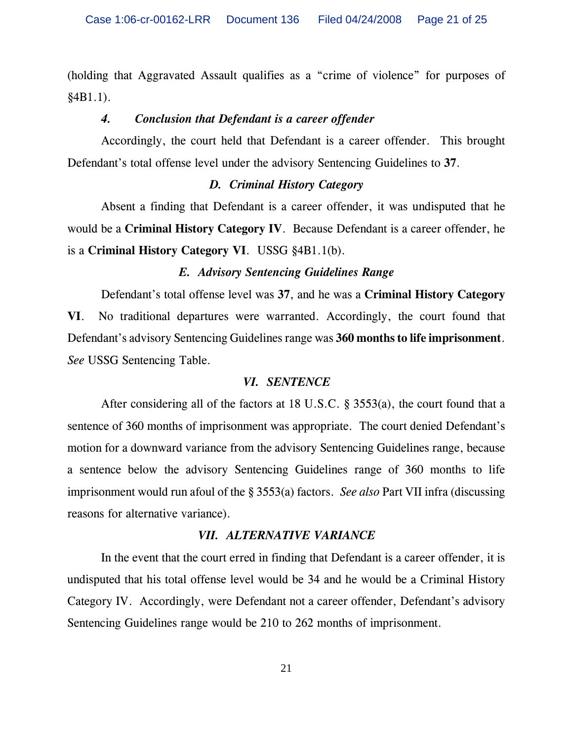(holding that Aggravated Assault qualifies as a "crime of violence" for purposes of §4B1.1).

#### *4. Conclusion that Defendant is a career offender*

Accordingly, the court held that Defendant is a career offender. This brought Defendant's total offense level under the advisory Sentencing Guidelines to **37**.

### *D. Criminal History Category*

Absent a finding that Defendant is a career offender, it was undisputed that he would be a **Criminal History Category IV**. Because Defendant is a career offender, he is a **Criminal History Category VI**. USSG §4B1.1(b).

### *E. Advisory Sentencing Guidelines Range*

Defendant's total offense level was **37**, and he was a **Criminal History Category VI**. No traditional departures were warranted. Accordingly, the court found that Defendant's advisory Sentencing Guidelines range was **360 months to life imprisonment**. *See* USSG Sentencing Table.

## *VI. SENTENCE*

After considering all of the factors at 18 U.S.C. § 3553(a), the court found that a sentence of 360 months of imprisonment was appropriate. The court denied Defendant's motion for a downward variance from the advisory Sentencing Guidelines range, because a sentence below the advisory Sentencing Guidelines range of 360 months to life imprisonment would run afoul of the § 3553(a) factors. *See also* Part VII infra (discussing reasons for alternative variance).

## *VII. ALTERNATIVE VARIANCE*

In the event that the court erred in finding that Defendant is a career offender, it is undisputed that his total offense level would be 34 and he would be a Criminal History Category IV. Accordingly, were Defendant not a career offender, Defendant's advisory Sentencing Guidelines range would be 210 to 262 months of imprisonment.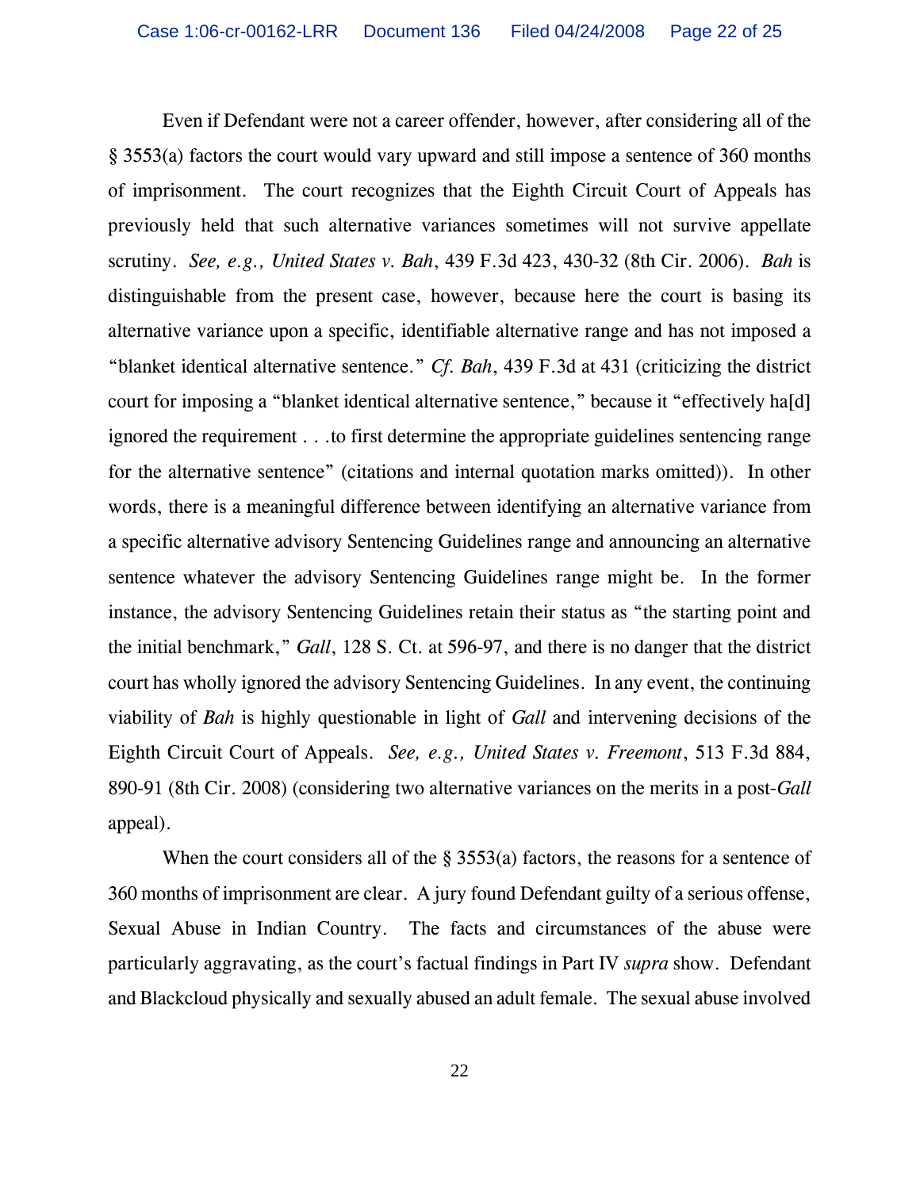Even if Defendant were not a career offender, however, after considering all of the § 3553(a) factors the court would vary upward and still impose a sentence of 360 months of imprisonment. The court recognizes that the Eighth Circuit Court of Appeals has previously held that such alternative variances sometimes will not survive appellate scrutiny. *See, e.g., United States v. Bah*, 439 F.3d 423, 430-32 (8th Cir. 2006). *Bah* is distinguishable from the present case, however, because here the court is basing its alternative variance upon a specific, identifiable alternative range and has not imposed a "blanket identical alternative sentence." *Cf. Bah*, 439 F.3d at 431 (criticizing the district court for imposing a "blanket identical alternative sentence," because it "effectively ha[d] ignored the requirement . . .to first determine the appropriate guidelines sentencing range for the alternative sentence" (citations and internal quotation marks omitted)). In other words, there is a meaningful difference between identifying an alternative variance from a specific alternative advisory Sentencing Guidelines range and announcing an alternative sentence whatever the advisory Sentencing Guidelines range might be. In the former instance, the advisory Sentencing Guidelines retain their status as "the starting point and the initial benchmark," *Gall*, 128 S. Ct. at 596-97, and there is no danger that the district court has wholly ignored the advisory Sentencing Guidelines. In any event, the continuing viability of *Bah* is highly questionable in light of *Gall* and intervening decisions of the Eighth Circuit Court of Appeals. *See, e.g., United States v. Freemont*, 513 F.3d 884, 890-91 (8th Cir. 2008) (considering two alternative variances on the merits in a post-*Gall* appeal).

When the court considers all of the § 3553(a) factors, the reasons for a sentence of 360 months of imprisonment are clear. A jury found Defendant guilty of a serious offense, Sexual Abuse in Indian Country. The facts and circumstances of the abuse were particularly aggravating, as the court's factual findings in Part IV *supra* show. Defendant and Blackcloud physically and sexually abused an adult female. The sexual abuse involved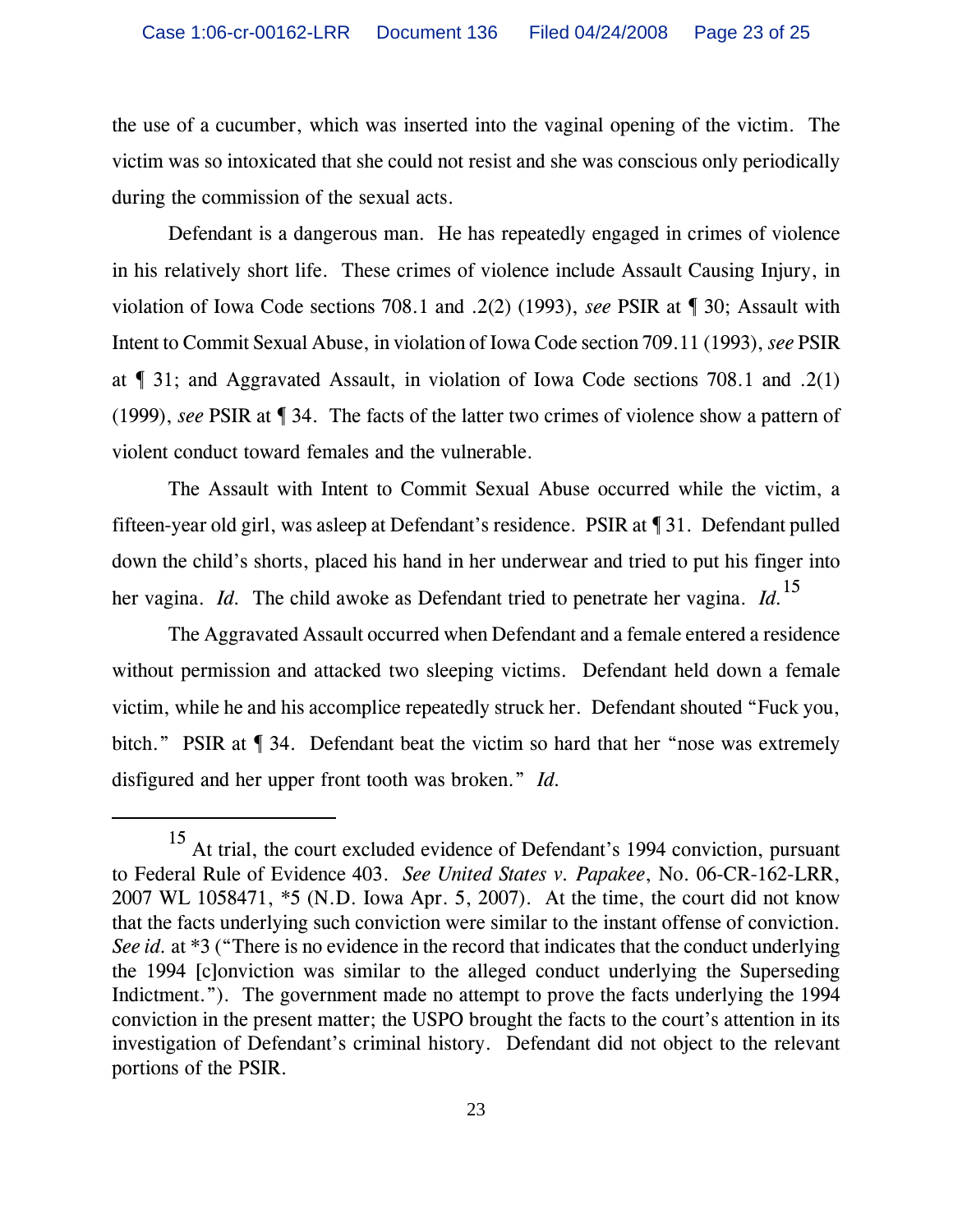the use of a cucumber, which was inserted into the vaginal opening of the victim. The victim was so intoxicated that she could not resist and she was conscious only periodically during the commission of the sexual acts.

Defendant is a dangerous man. He has repeatedly engaged in crimes of violence in his relatively short life. These crimes of violence include Assault Causing Injury, in violation of Iowa Code sections 708.1 and .2(2) (1993), *see* PSIR at ¶ 30; Assault with Intent to Commit Sexual Abuse, in violation of Iowa Code section 709.11 (1993), *see* PSIR at ¶ 31; and Aggravated Assault, in violation of Iowa Code sections 708.1 and .2(1) (1999), *see* PSIR at ¶ 34. The facts of the latter two crimes of violence show a pattern of violent conduct toward females and the vulnerable.

The Assault with Intent to Commit Sexual Abuse occurred while the victim, a fifteen-year old girl, was asleep at Defendant's residence. PSIR at ¶ 31. Defendant pulled down the child's shorts, placed his hand in her underwear and tried to put his finger into her vagina. *Id.* The child awoke as Defendant tried to penetrate her vagina. *Id.*[15]

The Aggravated Assault occurred when Defendant and a female entered a residence without permission and attacked two sleeping victims. Defendant held down a female victim, while he and his accomplice repeatedly struck her. Defendant shouted "Fuck you, bitch." PSIR at ¶ 34. Defendant beat the victim so hard that her "nose was extremely disfigured and her upper front tooth was broken." *Id.*

---

[15] At trial, the court excluded evidence of Defendant's 1994 conviction, pursuant to Federal Rule of Evidence 403. *See United States v. Papakee*, No. 06-CR-162-LRR, 2007 WL 1058471, *5 (N.D. Iowa Apr. 5, 2007). At the time, the court did not know that the facts underlying such conviction were similar to the instant offense of conviction. *See id.* at *3 ("There is no evidence in the record that indicates that the conduct underlying the 1994 [c]onviction was similar to the alleged conduct underlying the Superseding Indictment."). The government made no attempt to prove the facts underlying the 1994 conviction in the present matter; the USPO brought the facts to the court's attention in its investigation of Defendant's criminal history. Defendant did not object to the relevant portions of the PSIR.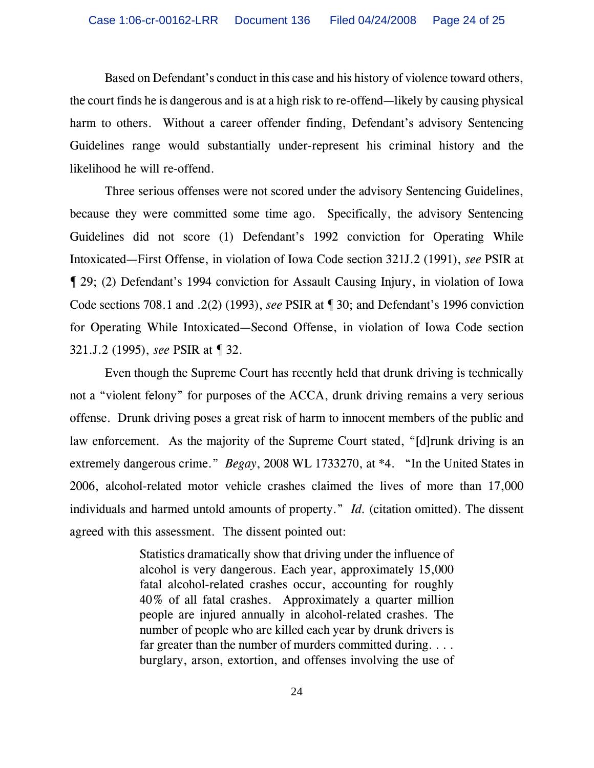Based on Defendant's conduct in this case and his history of violence toward others, the court finds he is dangerous and is at a high risk to re-offend—likely by causing physical harm to others. Without a career offender finding, Defendant's advisory Sentencing Guidelines range would substantially under-represent his criminal history and the likelihood he will re-offend.

Three serious offenses were not scored under the advisory Sentencing Guidelines, because they were committed some time ago. Specifically, the advisory Sentencing Guidelines did not score (1) Defendant's 1992 conviction for Operating While Intoxicated—First Offense, in violation of Iowa Code section 321J.2 (1991), *see* PSIR at ¶ 29; (2) Defendant's 1994 conviction for Assault Causing Injury, in violation of Iowa Code sections 708.1 and .2(2) (1993), *see* PSIR at ¶ 30; and Defendant's 1996 conviction for Operating While Intoxicated—Second Offense, in violation of Iowa Code section 321.J.2 (1995), *see* PSIR at ¶ 32.

Even though the Supreme Court has recently held that drunk driving is technically not a "violent felony" for purposes of the ACCA, drunk driving remains a very serious offense. Drunk driving poses a great risk of harm to innocent members of the public and law enforcement. As the majority of the Supreme Court stated, "[d]runk driving is an extremely dangerous crime." *Begay*, 2008 WL 1733270, at *4. "In the United States in 2006, alcohol-related motor vehicle crashes claimed the lives of more than 17,000 individuals and harmed untold amounts of property." *Id.* (citation omitted). The dissent agreed with this assessment. The dissent pointed out:

> Statistics dramatically show that driving under the influence of alcohol is very dangerous. Each year, approximately 15,000 fatal alcohol-related crashes occur, accounting for roughly 40% of all fatal crashes. Approximately a quarter million people are injured annually in alcohol-related crashes. The number of people who are killed each year by drunk drivers is far greater than the number of murders committed during. . . . burglary, arson, extortion, and offenses involving the use of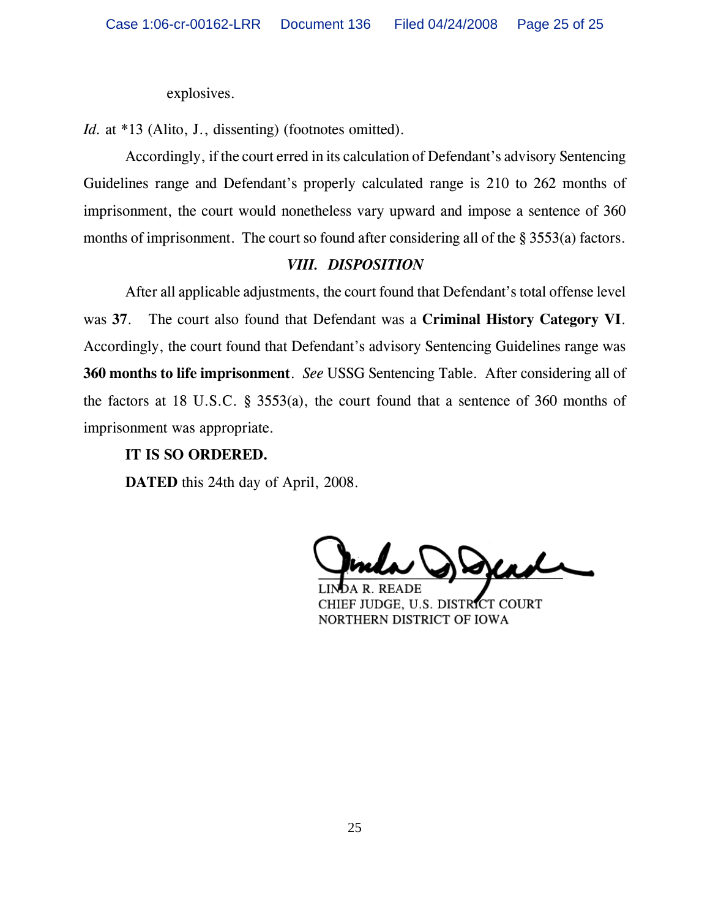explosives.

*Id.* at *13 (Alito, J., dissenting) (footnotes omitted).

Accordingly, if the court erred in its calculation of Defendant's advisory Sentencing Guidelines range and Defendant's properly calculated range is 210 to 262 months of imprisonment, the court would nonetheless vary upward and impose a sentence of 360 months of imprisonment. The court so found after considering all of the § 3553(a) factors.

## *VIII. DISPOSITION*

After all applicable adjustments, the court found that Defendant's total offense level was **37**. The court also found that Defendant was a **Criminal History Category VI**. Accordingly, the court found that Defendant's advisory Sentencing Guidelines range was **360 months to life imprisonment**. *See* USSG Sentencing Table. After considering all of the factors at 18 U.S.C. § 3553(a), the court found that a sentence of 360 months of imprisonment was appropriate.

**IT IS SO ORDERED.**

**DATED** this 24th day of April, 2008.

LINDA R. READE
CHIEF JUDGE, U.S. DISTRICT COURT
NORTHERN DISTRICT OF IOWA